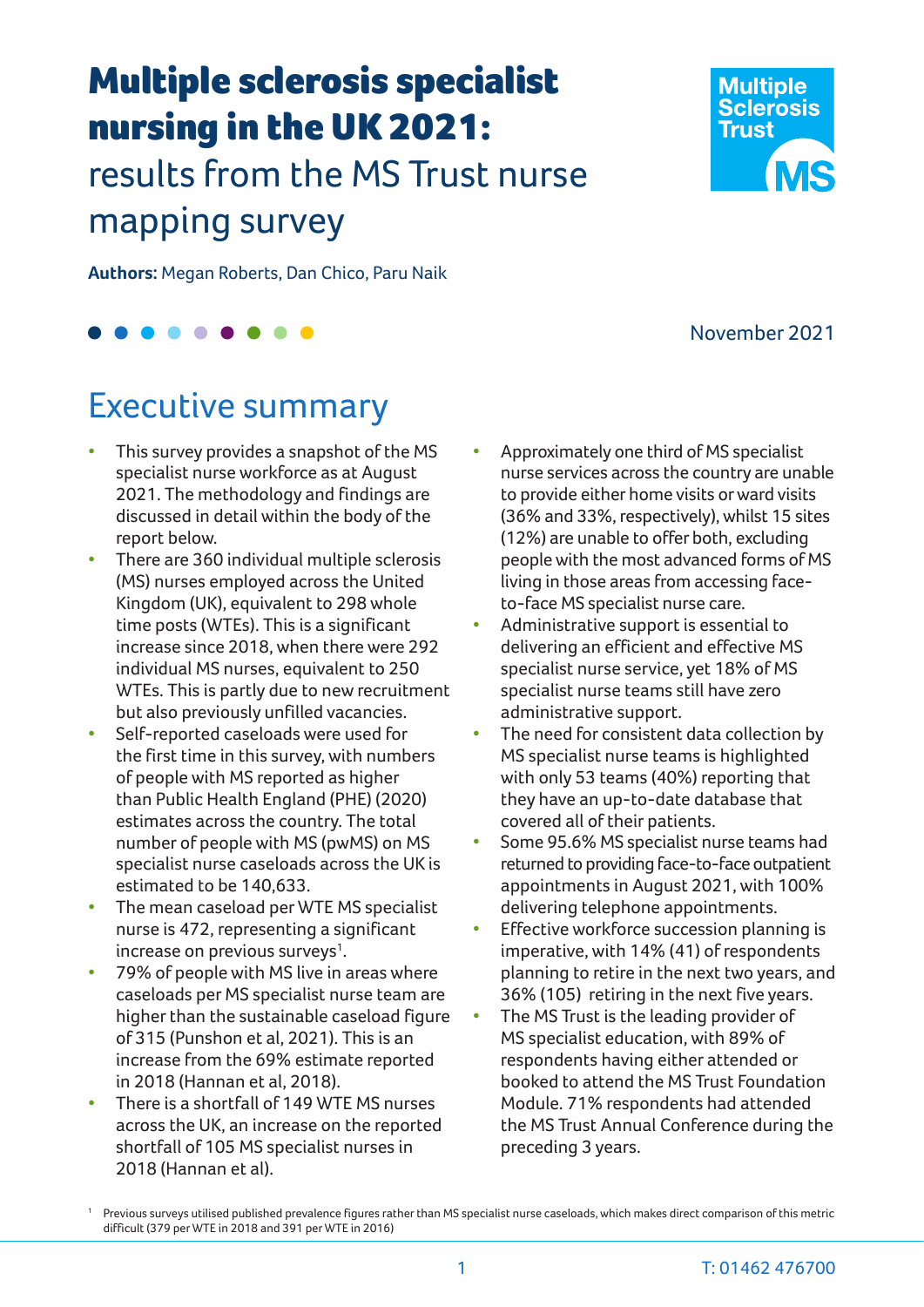# Multiple sclerosis specialist nursing in the UK 2021: results from the MS Trust nurse mapping survey

**Authors:** Megan Roberts, Dan Chico, Paru Naik

November 2021

## Executive summary

- This survey provides a snapshot of the MS specialist nurse workforce as at August 2021. The methodology and findings are discussed in detail within the body of the report below.
- There are 360 individual multiple sclerosis (MS) nurses employed across the United Kingdom (UK), equivalent to 298 whole time posts (WTEs). This is a significant increase since 2018, when there were 292 individual MS nurses, equivalent to 250 WTEs. This is partly due to new recruitment but also previously unfilled vacancies.
- Self-reported caseloads were used for the first time in this survey, with numbers of people with MS reported as higher than Public Health England (PHE) (2020) estimates across the country. The total number of people with MS (pwMS) on MS specialist nurse caseloads across the UK is estimated to be 140,633.
- The mean caseload per WTE MS specialist nurse is 472, representing a significant increase on previous surveys[1].
- 79% of people with MS live in areas where caseloads per MS specialist nurse team are higher than the sustainable caseload figure of 315 (Punshon et al, 2021). This is an increase from the 69% estimate reported in 2018 (Hannan et al, 2018).
- There is a shortfall of 149 WTE MS nurses across the UK, an increase on the reported shortfall of 105 MS specialist nurses in 2018 (Hannan et al).
- Approximately one third of MS specialist nurse services across the country are unable to provide either home visits or ward visits (36% and 33%, respectively), whilst 15 sites (12%) are unable to offer both, excluding people with the most advanced forms of MS living in those areas from accessing face-to-face MS specialist nurse care.
- Administrative support is essential to delivering an efficient and effective MS specialist nurse service, yet 18% of MS specialist nurse teams still have zero administrative support.
- The need for consistent data collection by MS specialist nurse teams is highlighted with only 53 teams (40%) reporting that they have an up-to-date database that covered all of their patients.
- Some 95.6% MS specialist nurse teams had returned to providing face-to-face outpatient appointments in August 2021, with 100% delivering telephone appointments.
- Effective workforce succession planning is imperative, with 14% (41) of respondents planning to retire in the next two years, and 36% (105) retiring in the next five years.
- The MS Trust is the leading provider of MS specialist education, with 89% of respondents having either attended or booked to attend the MS Trust Foundation Module. 71% respondents had attended the MS Trust Annual Conference during the preceding 3 years.

[1] Previous surveys utilised published prevalence figures rather than MS specialist nurse caseloads, which makes direct comparison of this metric difficult (379 per WTE in 2018 and 391 per WTE in 2016)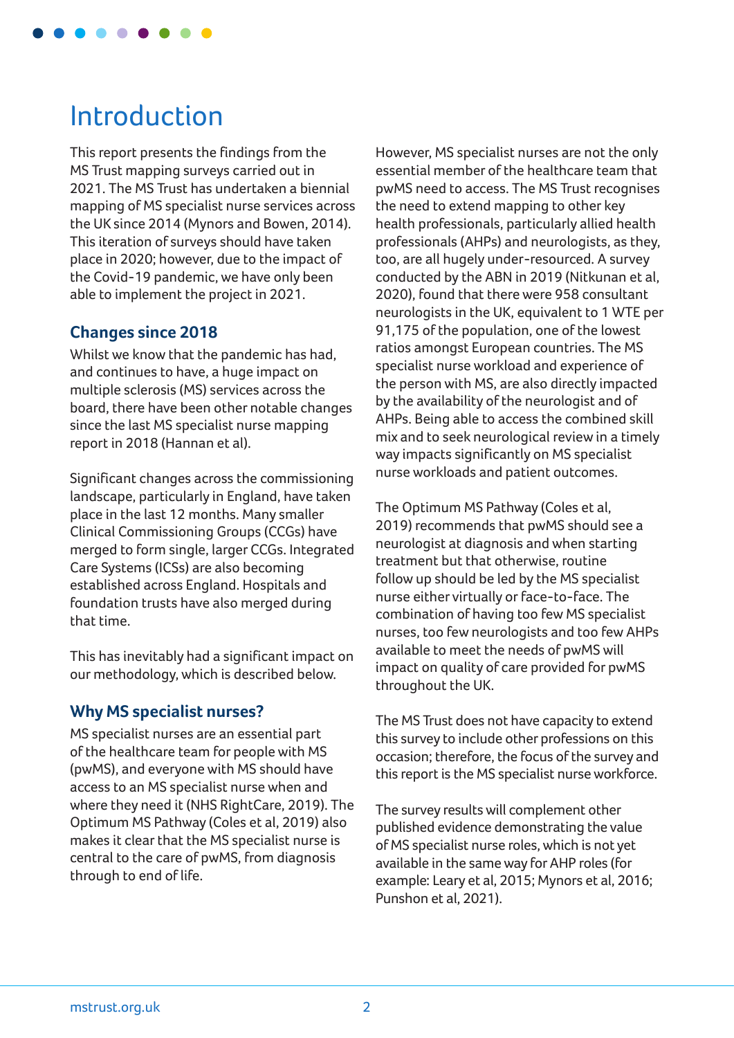# Introduction

This report presents the findings from the MS Trust mapping surveys carried out in 2021. The MS Trust has undertaken a biennial mapping of MS specialist nurse services across the UK since 2014 (Mynors and Bowen, 2014). This iteration of surveys should have taken place in 2020; however, due to the impact of the Covid-19 pandemic, we have only been able to implement the project in 2021.

## Changes since 2018

Whilst we know that the pandemic has had, and continues to have, a huge impact on multiple sclerosis (MS) services across the board, there have been other notable changes since the last MS specialist nurse mapping report in 2018 (Hannan et al).

Significant changes across the commissioning landscape, particularly in England, have taken place in the last 12 months. Many smaller Clinical Commissioning Groups (CCGs) have merged to form single, larger CCGs. Integrated Care Systems (ICSs) are also becoming established across England. Hospitals and foundation trusts have also merged during that time.

This has inevitably had a significant impact on our methodology, which is described below.

## Why MS specialist nurses?

MS specialist nurses are an essential part of the healthcare team for people with MS (pwMS), and everyone with MS should have access to an MS specialist nurse when and where they need it (NHS RightCare, 2019). The Optimum MS Pathway (Coles et al, 2019) also makes it clear that the MS specialist nurse is central to the care of pwMS, from diagnosis through to end of life.

However, MS specialist nurses are not the only essential member of the healthcare team that pwMS need to access. The MS Trust recognises the need to extend mapping to other key health professionals, particularly allied health professionals (AHPs) and neurologists, as they, too, are all hugely under-resourced. A survey conducted by the ABN in 2019 (Nitkunan et al, 2020), found that there were 958 consultant neurologists in the UK, equivalent to 1 WTE per 91,175 of the population, one of the lowest ratios amongst European countries. The MS specialist nurse workload and experience of the person with MS, are also directly impacted by the availability of the neurologist and of AHPs. Being able to access the combined skill mix and to seek neurological review in a timely way impacts significantly on MS specialist nurse workloads and patient outcomes.

The Optimum MS Pathway (Coles et al, 2019) recommends that pwMS should see a neurologist at diagnosis and when starting treatment but that otherwise, routine follow up should be led by the MS specialist nurse either virtually or face-to-face. The combination of having too few MS specialist nurses, too few neurologists and too few AHPs available to meet the needs of pwMS will impact on quality of care provided for pwMS throughout the UK.

The MS Trust does not have capacity to extend this survey to include other professions on this occasion; therefore, the focus of the survey and this report is the MS specialist nurse workforce.

The survey results will complement other published evidence demonstrating the value of MS specialist nurse roles, which is not yet available in the same way for AHP roles (for example: Leary et al, 2015; Mynors et al, 2016; Punshon et al, 2021).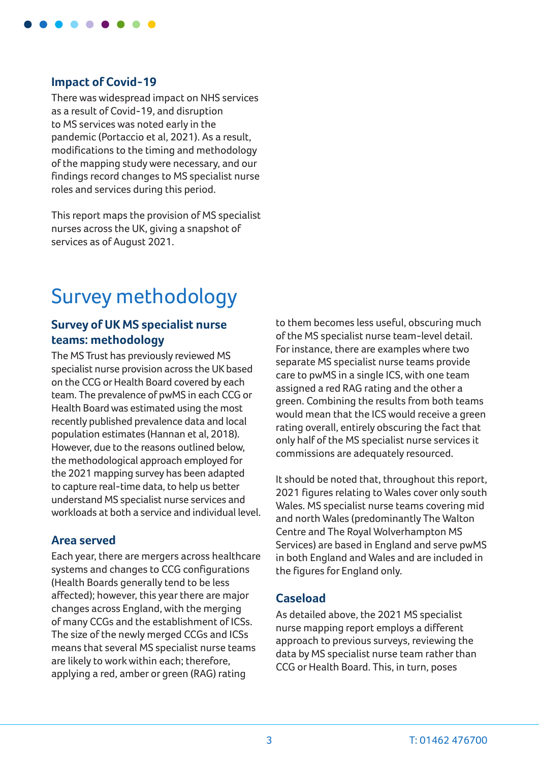### Impact of Covid-19

There was widespread impact on NHS services as a result of Covid-19, and disruption to MS services was noted early in the pandemic (Portaccio et al, 2021). As a result, modifications to the timing and methodology of the mapping study were necessary, and our findings record changes to MS specialist nurse roles and services during this period.

This report maps the provision of MS specialist nurses across the UK, giving a snapshot of services as of August 2021.

# Survey methodology

### Survey of UK MS specialist nurse teams: methodology

The MS Trust has previously reviewed MS specialist nurse provision across the UK based on the CCG or Health Board covered by each team. The prevalence of pwMS in each CCG or Health Board was estimated using the most recently published prevalence data and local population estimates (Hannan et al, 2018). However, due to the reasons outlined below, the methodological approach employed for the 2021 mapping survey has been adapted to capture real-time data, to help us better understand MS specialist nurse services and workloads at both a service and individual level.

### Area served

Each year, there are mergers across healthcare systems and changes to CCG configurations (Health Boards generally tend to be less affected); however, this year there are major changes across England, with the merging of many CCGs and the establishment of ICSs. The size of the newly merged CCGs and ICSs means that several MS specialist nurse teams are likely to work within each; therefore, applying a red, amber or green (RAG) rating to them becomes less useful, obscuring much of the MS specialist nurse team-level detail. For instance, there are examples where two separate MS specialist nurse teams provide care to pwMS in a single ICS, with one team assigned a red RAG rating and the other a green. Combining the results from both teams would mean that the ICS would receive a green rating overall, entirely obscuring the fact that only half of the MS specialist nurse services it commissions are adequately resourced.

It should be noted that, throughout this report, 2021 figures relating to Wales cover only south Wales. MS specialist nurse teams covering mid and north Wales (predominantly The Walton Centre and The Royal Wolverhampton MS Services) are based in England and serve pwMS in both England and Wales and are included in the figures for England only.

### Caseload

As detailed above, the 2021 MS specialist nurse mapping report employs a different approach to previous surveys, reviewing the data by MS specialist nurse team rather than CCG or Health Board. This, in turn, poses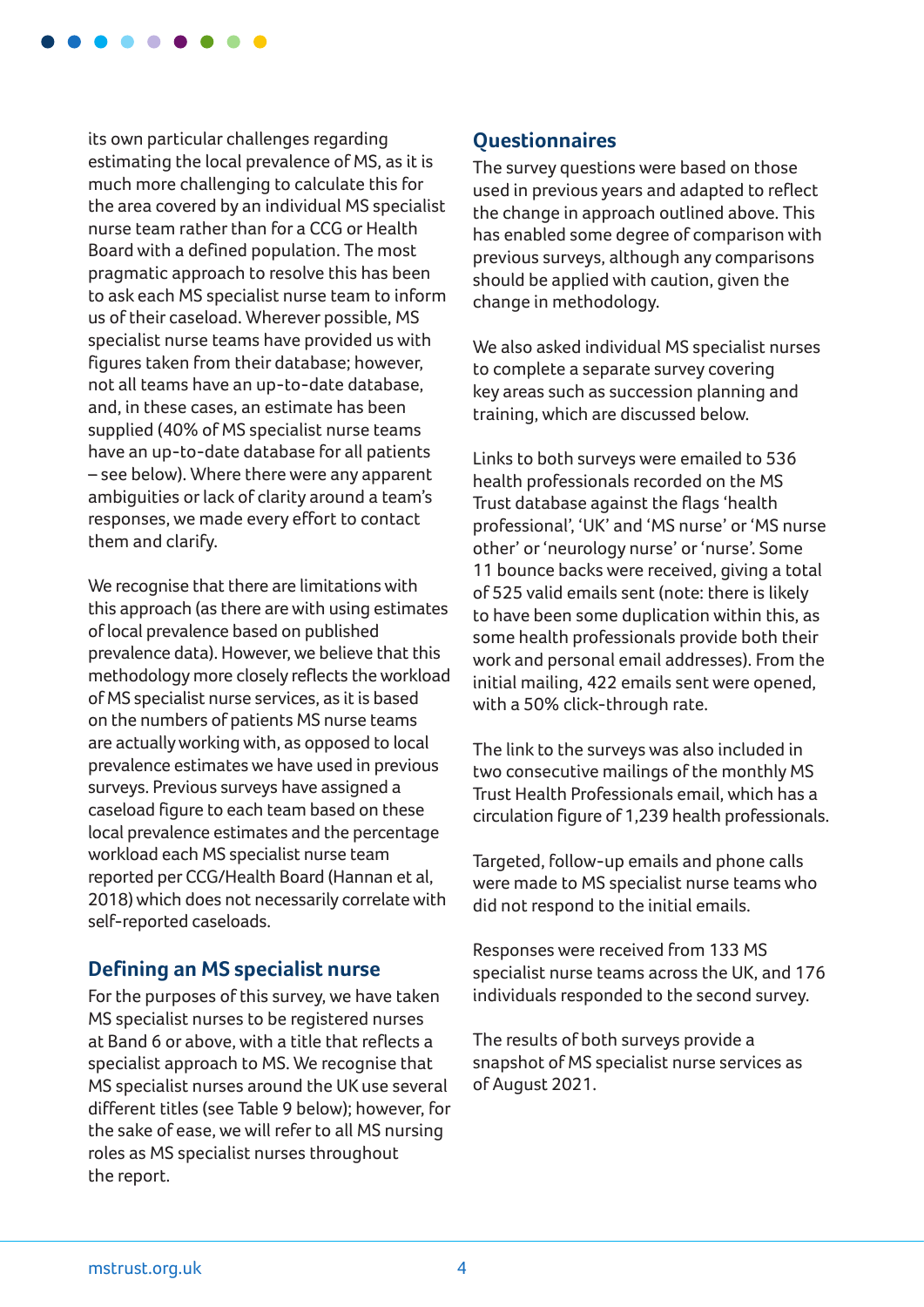its own particular challenges regarding estimating the local prevalence of MS, as it is much more challenging to calculate this for the area covered by an individual MS specialist nurse team rather than for a CCG or Health Board with a defined population. The most pragmatic approach to resolve this has been to ask each MS specialist nurse team to inform us of their caseload. Wherever possible, MS specialist nurse teams have provided us with figures taken from their database; however, not all teams have an up-to-date database, and, in these cases, an estimate has been supplied (40% of MS specialist nurse teams have an up-to-date database for all patients – see below). Where there were any apparent ambiguities or lack of clarity around a team's responses, we made every effort to contact them and clarify.

We recognise that there are limitations with this approach (as there are with using estimates of local prevalence based on published prevalence data). However, we believe that this methodology more closely reflects the workload of MS specialist nurse services, as it is based on the numbers of patients MS nurse teams are actually working with, as opposed to local prevalence estimates we have used in previous surveys. Previous surveys have assigned a caseload figure to each team based on these local prevalence estimates and the percentage workload each MS specialist nurse team reported per CCG/Health Board (Hannan et al, 2018) which does not necessarily correlate with self-reported caseloads.

## Defining an MS specialist nurse

For the purposes of this survey, we have taken MS specialist nurses to be registered nurses at Band 6 or above, with a title that reflects a specialist approach to MS. We recognise that MS specialist nurses around the UK use several different titles (see Table 9 below); however, for the sake of ease, we will refer to all MS nursing roles as MS specialist nurses throughout the report.

## Questionnaires

The survey questions were based on those used in previous years and adapted to reflect the change in approach outlined above. This has enabled some degree of comparison with previous surveys, although any comparisons should be applied with caution, given the change in methodology.

We also asked individual MS specialist nurses to complete a separate survey covering key areas such as succession planning and training, which are discussed below.

Links to both surveys were emailed to 536 health professionals recorded on the MS Trust database against the flags 'health professional', 'UK' and 'MS nurse' or 'MS nurse other' or 'neurology nurse' or 'nurse'. Some 11 bounce backs were received, giving a total of 525 valid emails sent (note: there is likely to have been some duplication within this, as some health professionals provide both their work and personal email addresses). From the initial mailing, 422 emails sent were opened, with a 50% click-through rate.

The link to the surveys was also included in two consecutive mailings of the monthly MS Trust Health Professionals email, which has a circulation figure of 1,239 health professionals.

Targeted, follow-up emails and phone calls were made to MS specialist nurse teams who did not respond to the initial emails.

Responses were received from 133 MS specialist nurse teams across the UK, and 176 individuals responded to the second survey.

The results of both surveys provide a snapshot of MS specialist nurse services as of August 2021.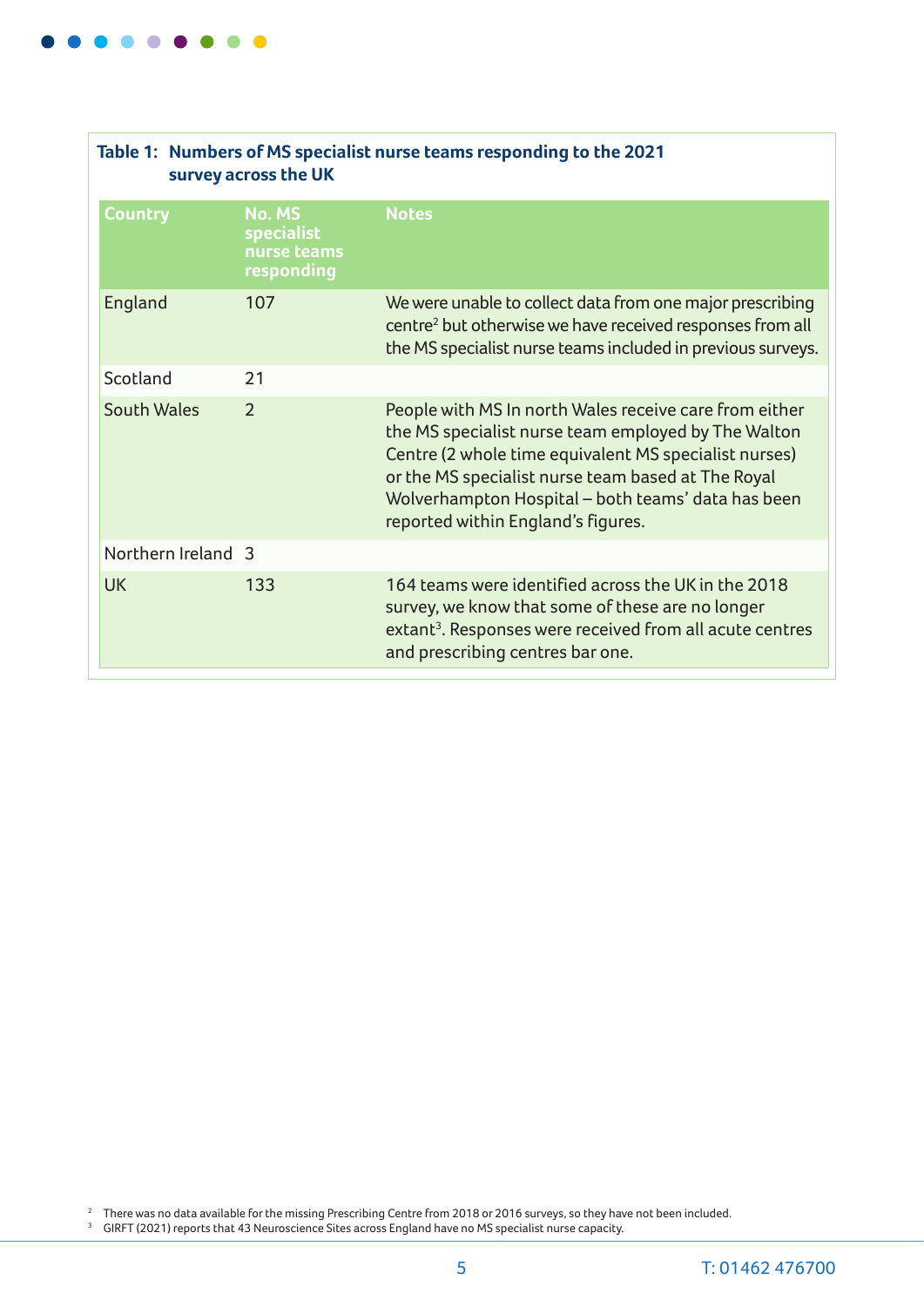**Table 1: Numbers of MS specialist nurse teams responding to the 2021 survey across the UK**

| Country | No. MS specialist nurse teams responding | Notes |
|---|---|---|
| England | 107 | We were unable to collect data from one major prescribing centre[2] but otherwise we have received responses from all the MS specialist nurse teams included in previous surveys. |
| Scotland | 21 | |
| South Wales | 2 | People with MS In north Wales receive care from either the MS specialist nurse team employed by The Walton Centre (2 whole time equivalent MS specialist nurses) or the MS specialist nurse team based at The Royal Wolverhampton Hospital – both teams' data has been reported within England's figures. |
| Northern Ireland | 3 | |
| UK | 133 | 164 teams were identified across the UK in the 2018 survey, we know that some of these are no longer extant[3]. Responses were received from all acute centres and prescribing centres bar one. |

[2] There was no data available for the missing Prescribing Centre from 2018 or 2016 surveys, so they have not been included.

[3] GIRFT (2021) reports that 43 Neuroscience Sites across England have no MS specialist nurse capacity.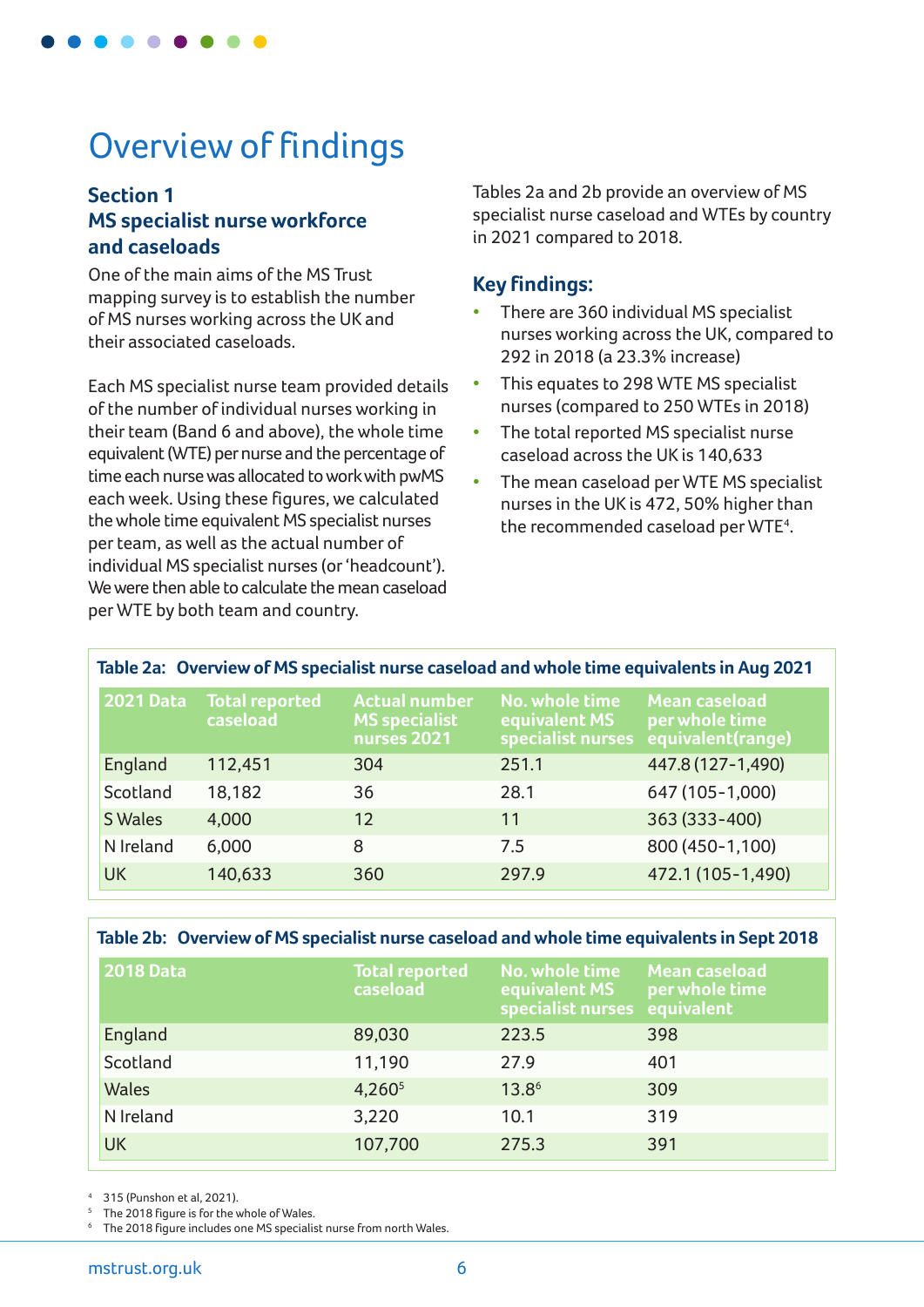# Overview of findings

## Section 1
## MS specialist nurse workforce and caseloads

One of the main aims of the MS Trust mapping survey is to establish the number of MS nurses working across the UK and their associated caseloads.

Each MS specialist nurse team provided details of the number of individual nurses working in their team (Band 6 and above), the whole time equivalent (WTE) per nurse and the percentage of time each nurse was allocated to work with pwMS each week. Using these figures, we calculated the whole time equivalent MS specialist nurses per team, as well as the actual number of individual MS specialist nurses (or 'headcount'). We were then able to calculate the mean caseload per WTE by both team and country.

Tables 2a and 2b provide an overview of MS specialist nurse caseload and WTEs by country in 2021 compared to 2018.

### Key findings:

- There are 360 individual MS specialist nurses working across the UK, compared to 292 in 2018 (a 23.3% increase)
- This equates to 298 WTE MS specialist nurses (compared to 250 WTEs in 2018)
- The total reported MS specialist nurse caseload across the UK is 140,633
- The mean caseload per WTE MS specialist nurses in the UK is 472, 50% higher than the recommended caseload per WTE[4].

**Table 2a: Overview of MS specialist nurse caseload and whole time equivalents in Aug 2021**

| 2021 Data | Total reported caseload | Actual number MS specialist nurses 2021 | No. whole time equivalent MS specialist nurses | Mean caseload per whole time equivalent(range) |
|---|---|---|---|---|
| England | 112,451 | 304 | 251.1 | 447.8 (127-1,490) |
| Scotland | 18,182 | 36 | 28.1 | 647 (105-1,000) |
| S Wales | 4,000 | 12 | 11 | 363 (333-400) |
| N Ireland | 6,000 | 8 | 7.5 | 800 (450-1,100) |
| UK | 140,633 | 360 | 297.9 | 472.1 (105-1,490) |

**Table 2b: Overview of MS specialist nurse caseload and whole time equivalents in Sept 2018**

| 2018 Data | Total reported caseload | No. whole time equivalent MS specialist nurses | Mean caseload per whole time equivalent |
|---|---|---|---|
| England | 89,030 | 223.5 | 398 |
| Scotland | 11,190 | 27.9 | 401 |
| Wales | 4,260[5] | 13.8[6] | 309 |
| N Ireland | 3,220 | 10.1 | 319 |
| UK | 107,700 | 275.3 | 391 |

[4] 315 (Punshon et al, 2021).

[5] The 2018 figure is for the whole of Wales.

[6] The 2018 figure includes one MS specialist nurse from north Wales.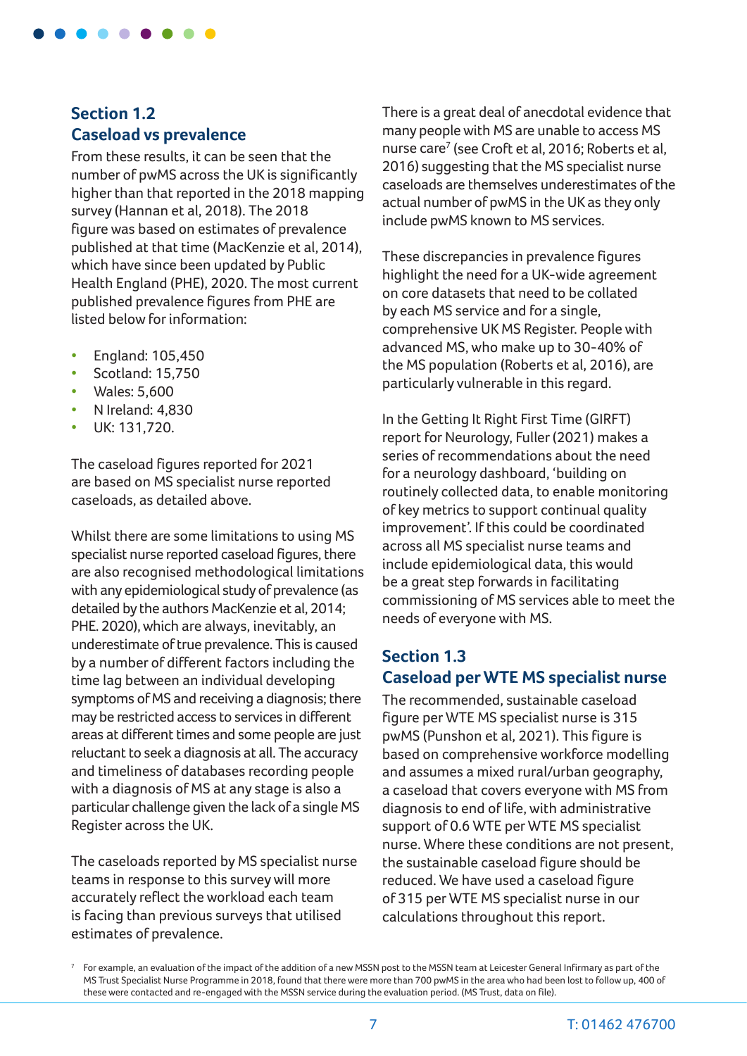## Section 1.2
## Caseload vs prevalence

From these results, it can be seen that the number of pwMS across the UK is significantly higher than that reported in the 2018 mapping survey (Hannan et al, 2018). The 2018 figure was based on estimates of prevalence published at that time (MacKenzie et al, 2014), which have since been updated by Public Health England (PHE), 2020. The most current published prevalence figures from PHE are listed below for information:

- England: 105,450
- Scotland: 15,750
- Wales: 5,600
- N Ireland: 4,830
- UK: 131,720.

The caseload figures reported for 2021 are based on MS specialist nurse reported caseloads, as detailed above.

Whilst there are some limitations to using MS specialist nurse reported caseload figures, there are also recognised methodological limitations with any epidemiological study of prevalence (as detailed by the authors MacKenzie et al, 2014; PHE. 2020), which are always, inevitably, an underestimate of true prevalence. This is caused by a number of different factors including the time lag between an individual developing symptoms of MS and receiving a diagnosis; there may be restricted access to services in different areas at different times and some people are just reluctant to seek a diagnosis at all. The accuracy and timeliness of databases recording people with a diagnosis of MS at any stage is also a particular challenge given the lack of a single MS Register across the UK.

The caseloads reported by MS specialist nurse teams in response to this survey will more accurately reflect the workload each team is facing than previous surveys that utilised estimates of prevalence.

There is a great deal of anecdotal evidence that many people with MS are unable to access MS nurse care[7] (see Croft et al, 2016; Roberts et al, 2016) suggesting that the MS specialist nurse caseloads are themselves underestimates of the actual number of pwMS in the UK as they only include pwMS known to MS services.

These discrepancies in prevalence figures highlight the need for a UK-wide agreement on core datasets that need to be collated by each MS service and for a single, comprehensive UK MS Register. People with advanced MS, who make up to 30-40% of the MS population (Roberts et al, 2016), are particularly vulnerable in this regard.

In the Getting It Right First Time (GIRFT) report for Neurology, Fuller (2021) makes a series of recommendations about the need for a neurology dashboard, 'building on routinely collected data, to enable monitoring of key metrics to support continual quality improvement'. If this could be coordinated across all MS specialist nurse teams and include epidemiological data, this would be a great step forwards in facilitating commissioning of MS services able to meet the needs of everyone with MS.

## Section 1.3
## Caseload per WTE MS specialist nurse

The recommended, sustainable caseload figure per WTE MS specialist nurse is 315 pwMS (Punshon et al, 2021). This figure is based on comprehensive workforce modelling and assumes a mixed rural/urban geography, a caseload that covers everyone with MS from diagnosis to end of life, with administrative support of 0.6 WTE per WTE MS specialist nurse. Where these conditions are not present, the sustainable caseload figure should be reduced. We have used a caseload figure of 315 per WTE MS specialist nurse in our calculations throughout this report.

[7] For example, an evaluation of the impact of the addition of a new MSSN post to the MSSN team at Leicester General Infirmary as part of the MS Trust Specialist Nurse Programme in 2018, found that there were more than 700 pwMS in the area who had been lost to follow up, 400 of these were contacted and re-engaged with the MSSN service during the evaluation period. (MS Trust, data on file).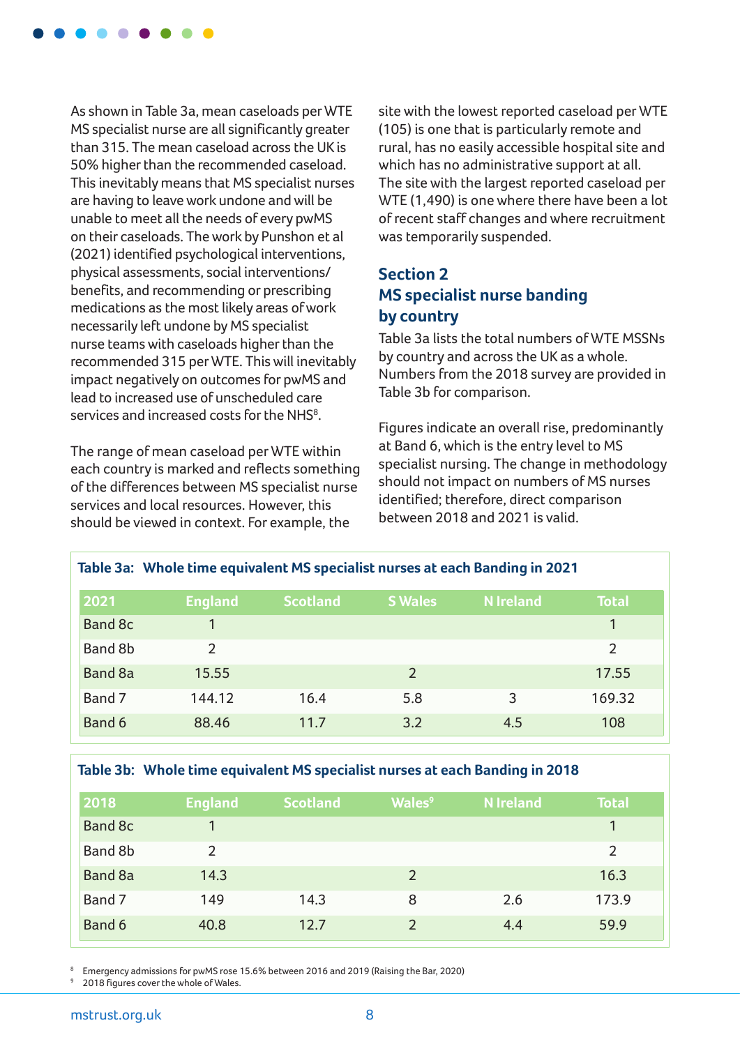As shown in Table 3a, mean caseloads per WTE MS specialist nurse are all significantly greater than 315. The mean caseload across the UK is 50% higher than the recommended caseload. This inevitably means that MS specialist nurses are having to leave work undone and will be unable to meet all the needs of every pwMS on their caseloads. The work by Punshon et al (2021) identified psychological interventions, physical assessments, social interventions/ benefits, and recommending or prescribing medications as the most likely areas of work necessarily left undone by MS specialist nurse teams with caseloads higher than the recommended 315 per WTE. This will inevitably impact negatively on outcomes for pwMS and lead to increased use of unscheduled care services and increased costs for the NHS[8].

The range of mean caseload per WTE within each country is marked and reflects something of the differences between MS specialist nurse services and local resources. However, this should be viewed in context. For example, the site with the lowest reported caseload per WTE (105) is one that is particularly remote and rural, has no easily accessible hospital site and which has no administrative support at all. The site with the largest reported caseload per WTE (1,490) is one where there have been a lot of recent staff changes and where recruitment was temporarily suspended.

## Section 2
## MS specialist nurse banding by country

Table 3a lists the total numbers of WTE MSSNs by country and across the UK as a whole. Numbers from the 2018 survey are provided in Table 3b for comparison.

Figures indicate an overall rise, predominantly at Band 6, which is the entry level to MS specialist nursing. The change in methodology should not impact on numbers of MS nurses identified; therefore, direct comparison between 2018 and 2021 is valid.

**Table 3a: Whole time equivalent MS specialist nurses at each Banding in 2021**

| 2021 | England | Scotland | S Wales | N Ireland | Total |
|---|---|---|---|---|---|
| Band 8c | 1 | | | | 1 |
| Band 8b | 2 | | | | 2 |
| Band 8a | 15.55 | | 2 | | 17.55 |
| Band 7 | 144.12 | 16.4 | 5.8 | 3 | 169.32 |
| Band 6 | 88.46 | 11.7 | 3.2 | 4.5 | 108 |

**Table 3b: Whole time equivalent MS specialist nurses at each Banding in 2018**

| 2018 | England | Scotland | Wales[9] | N Ireland | Total |
|---|---|---|---|---|---|
| Band 8c | 1 | | | | 1 |
| Band 8b | 2 | | | | 2 |
| Band 8a | 14.3 | | 2 | | 16.3 |
| Band 7 | 149 | 14.3 | 8 | 2.6 | 173.9 |
| Band 6 | 40.8 | 12.7 | 2 | 4.4 | 59.9 |

[8] Emergency admissions for pwMS rose 15.6% between 2016 and 2019 (Raising the Bar, 2020)

[9] 2018 figures cover the whole of Wales.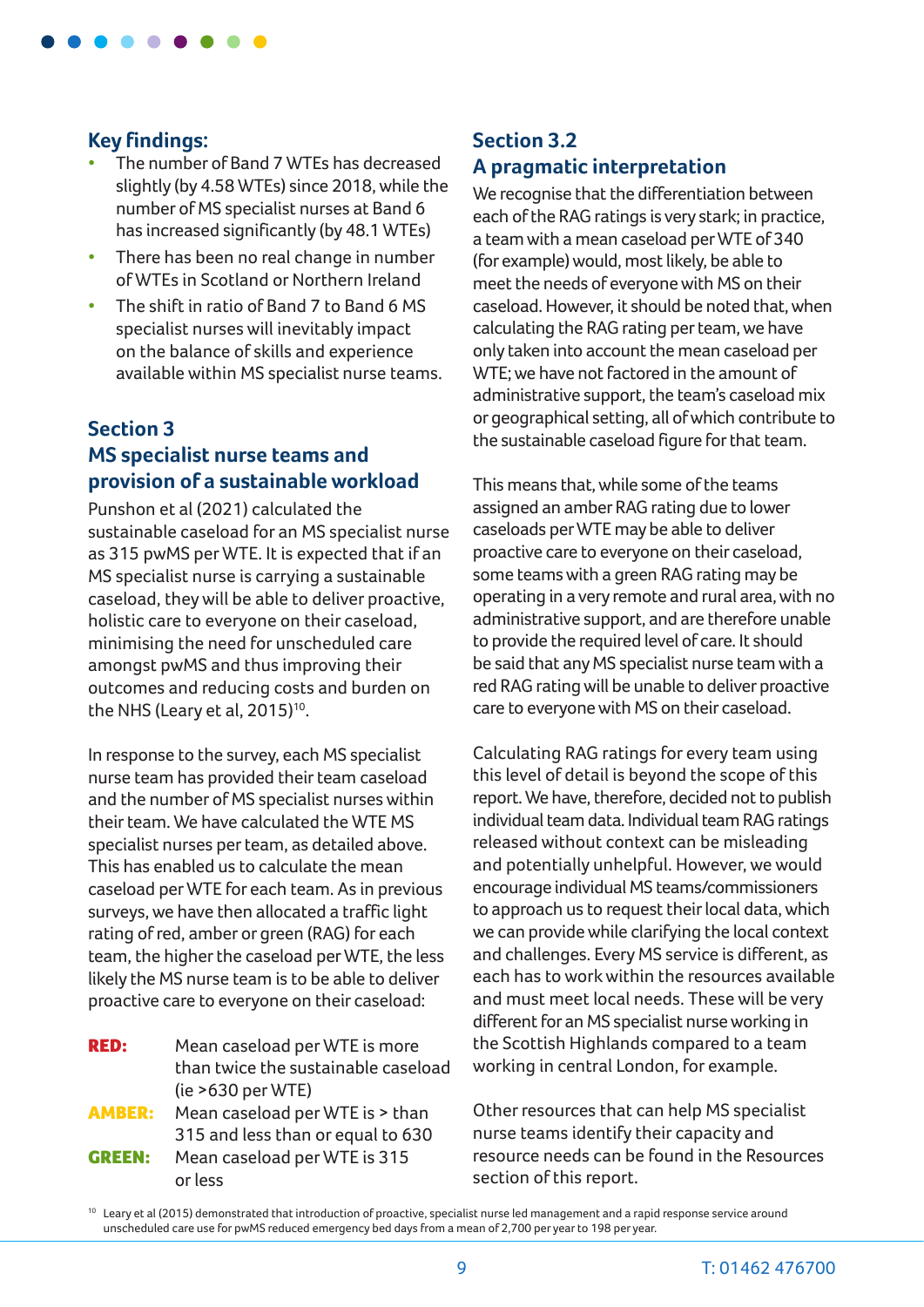## Key findings:

- The number of Band 7 WTEs has decreased slightly (by 4.58 WTEs) since 2018, while the number of MS specialist nurses at Band 6 has increased significantly (by 48.1 WTEs)
- There has been no real change in number of WTEs in Scotland or Northern Ireland
- The shift in ratio of Band 7 to Band 6 MS specialist nurses will inevitably impact on the balance of skills and experience available within MS specialist nurse teams.

## Section 3
## MS specialist nurse teams and provision of a sustainable workload

Punshon et al (2021) calculated the sustainable caseload for an MS specialist nurse as 315 pwMS per WTE. It is expected that if an MS specialist nurse is carrying a sustainable caseload, they will be able to deliver proactive, holistic care to everyone on their caseload, minimising the need for unscheduled care amongst pwMS and thus improving their outcomes and reducing costs and burden on the NHS (Leary et al, 2015)[10].

In response to the survey, each MS specialist nurse team has provided their team caseload and the number of MS specialist nurses within their team. We have calculated the WTE MS specialist nurses per team, as detailed above. This has enabled us to calculate the mean caseload per WTE for each team. As in previous surveys, we have then allocated a traffic light rating of red, amber or green (RAG) for each team, the higher the caseload per WTE, the less likely the MS nurse team is to be able to deliver proactive care to everyone on their caseload:

**RED:** Mean caseload per WTE is more than twice the sustainable caseload (ie >630 per WTE)

**AMBER:** Mean caseload per WTE is > than 315 and less than or equal to 630

**GREEN:** Mean caseload per WTE is 315 or less

## Section 3.2
## A pragmatic interpretation

We recognise that the differentiation between each of the RAG ratings is very stark; in practice, a team with a mean caseload per WTE of 340 (for example) would, most likely, be able to meet the needs of everyone with MS on their caseload. However, it should be noted that, when calculating the RAG rating per team, we have only taken into account the mean caseload per WTE; we have not factored in the amount of administrative support, the team's caseload mix or geographical setting, all of which contribute to the sustainable caseload figure for that team.

This means that, while some of the teams assigned an amber RAG rating due to lower caseloads per WTE may be able to deliver proactive care to everyone on their caseload, some teams with a green RAG rating may be operating in a very remote and rural area, with no administrative support, and are therefore unable to provide the required level of care. It should be said that any MS specialist nurse team with a red RAG rating will be unable to deliver proactive care to everyone with MS on their caseload.

Calculating RAG ratings for every team using this level of detail is beyond the scope of this report. We have, therefore, decided not to publish individual team data. Individual team RAG ratings released without context can be misleading and potentially unhelpful. However, we would encourage individual MS teams/commissioners to approach us to request their local data, which we can provide while clarifying the local context and challenges. Every MS service is different, as each has to work within the resources available and must meet local needs. These will be very different for an MS specialist nurse working in the Scottish Highlands compared to a team working in central London, for example.

Other resources that can help MS specialist nurse teams identify their capacity and resource needs can be found in the Resources section of this report.

[10] Leary et al (2015) demonstrated that introduction of proactive, specialist nurse led management and a rapid response service around unscheduled care use for pwMS reduced emergency bed days from a mean of 2,700 per year to 198 per year.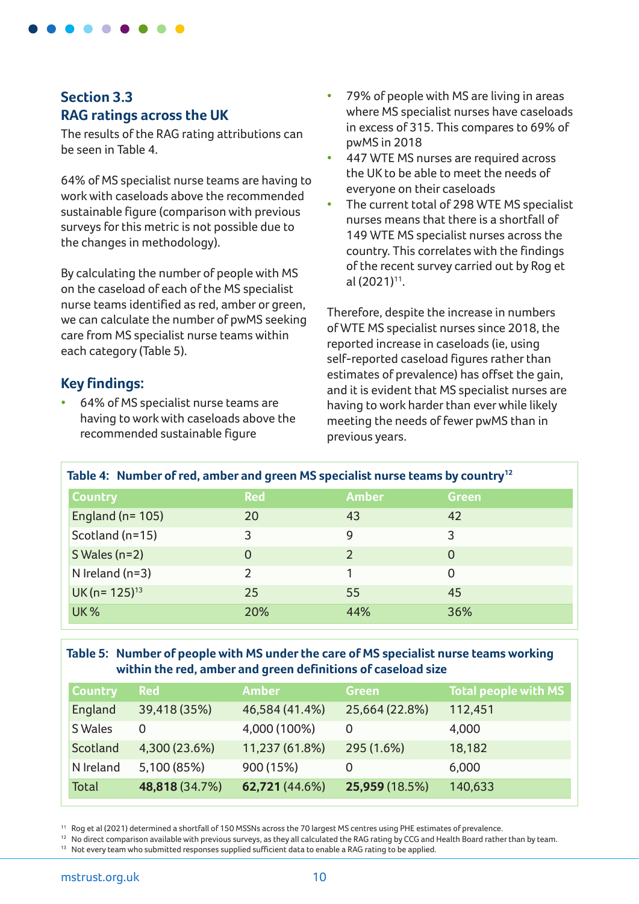## Section 3.3
## RAG ratings across the UK

The results of the RAG rating attributions can be seen in Table 4.

64% of MS specialist nurse teams are having to work with caseloads above the recommended sustainable figure (comparison with previous surveys for this metric is not possible due to the changes in methodology).

By calculating the number of people with MS on the caseload of each of the MS specialist nurse teams identified as red, amber or green, we can calculate the number of pwMS seeking care from MS specialist nurse teams within each category (Table 5).

### Key findings:

- 64% of MS specialist nurse teams are having to work with caseloads above the recommended sustainable figure
- 79% of people with MS are living in areas where MS specialist nurses have caseloads in excess of 315. This compares to 69% of pwMS in 2018
- 447 WTE MS nurses are required across the UK to be able to meet the needs of everyone on their caseloads
- The current total of 298 WTE MS specialist nurses means that there is a shortfall of 149 WTE MS specialist nurses across the country. This correlates with the findings of the recent survey carried out by Rog et al (2021)[11].

Therefore, despite the increase in numbers of WTE MS specialist nurses since 2018, the reported increase in caseloads (ie, using self-reported caseload figures rather than estimates of prevalence) has offset the gain, and it is evident that MS specialist nurses are having to work harder than ever while likely meeting the needs of fewer pwMS than in previous years.

**Table 4: Number of red, amber and green MS specialist nurse teams by country[12]**

| Country | Red | Amber | Green |
|---|---|---|---|
| England (n= 105) | 20 | 43 | 42 |
| Scotland (n=15) | 3 | 9 | 3 |
| S Wales (n=2) | 0 | 2 | 0 |
| N Ireland (n=3) | 2 | 1 | 0 |
| UK (n= 125)[13] | 25 | 55 | 45 |
| UK % | 20% | 44% | 36% |

**Table 5: Number of people with MS under the care of MS specialist nurse teams working within the red, amber and green definitions of caseload size**

| Country | Red | Amber | Green | Total people with MS |
|---|---|---|---|---|
| England | 39,418 (35%) | 46,584 (41.4%) | 25,664 (22.8%) | 112,451 |
| S Wales | 0 | 4,000 (100%) | 0 | 4,000 |
| Scotland | 4,300 (23.6%) | 11,237 (61.8%) | 295 (1.6%) | 18,182 |
| N Ireland | 5,100 (85%) | 900 (15%) | 0 | 6,000 |
| Total | **48,818** (34.7%) | **62,721** (44.6%) | **25,959** (18.5%) | 140,633 |

[11] Rog et al (2021) determined a shortfall of 150 MSSNs across the 70 largest MS centres using PHE estimates of prevalence.

[12] No direct comparison available with previous surveys, as they all calculated the RAG rating by CCG and Health Board rather than by team.

[13] Not every team who submitted responses supplied sufficient data to enable a RAG rating to be applied.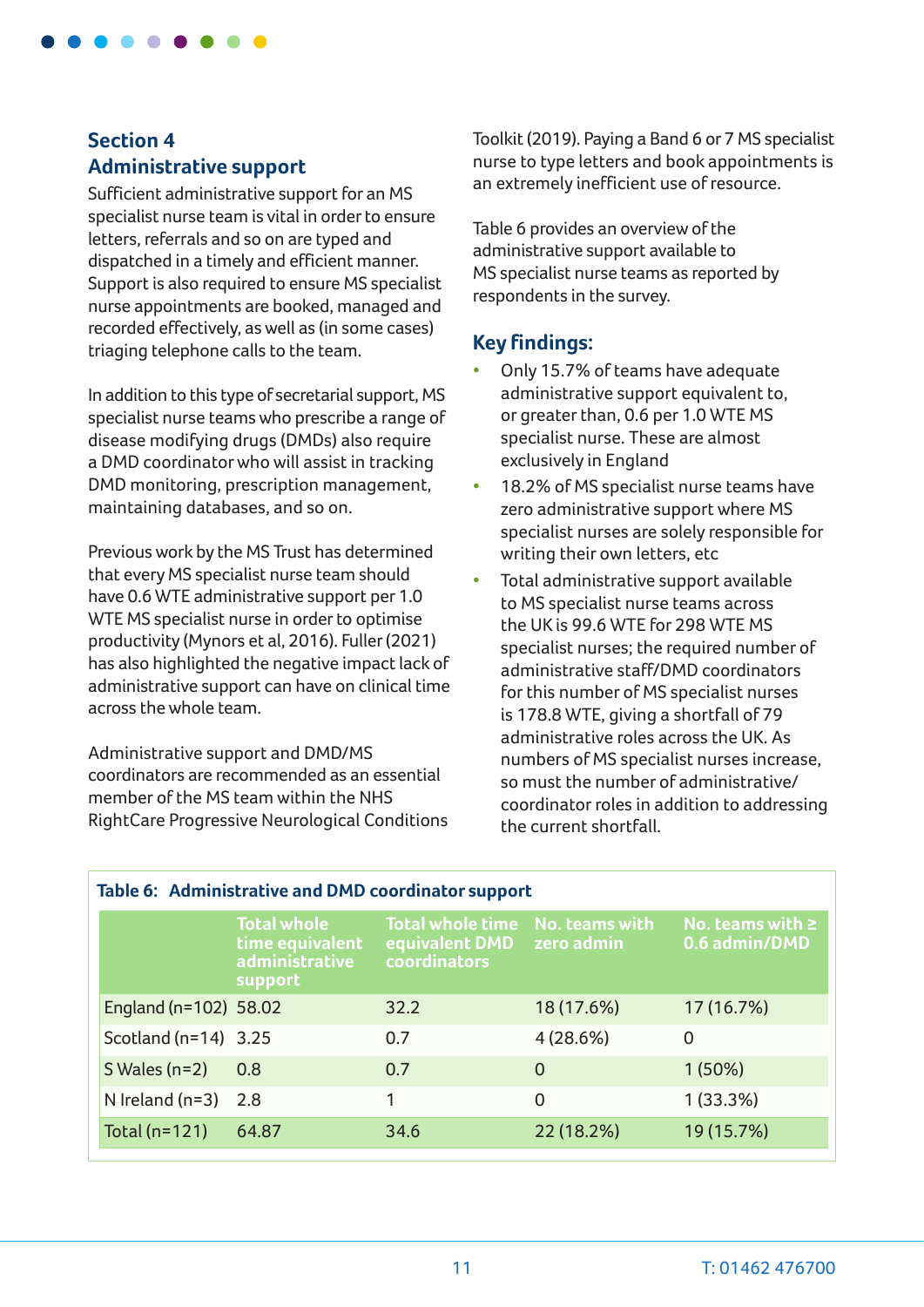## Section 4
## Administrative support

Sufficient administrative support for an MS specialist nurse team is vital in order to ensure letters, referrals and so on are typed and dispatched in a timely and efficient manner. Support is also required to ensure MS specialist nurse appointments are booked, managed and recorded effectively, as well as (in some cases) triaging telephone calls to the team.

In addition to this type of secretarial support, MS specialist nurse teams who prescribe a range of disease modifying drugs (DMDs) also require a DMD coordinator who will assist in tracking DMD monitoring, prescription management, maintaining databases, and so on.

Previous work by the MS Trust has determined that every MS specialist nurse team should have 0.6 WTE administrative support per 1.0 WTE MS specialist nurse in order to optimise productivity (Mynors et al, 2016). Fuller (2021) has also highlighted the negative impact lack of administrative support can have on clinical time across the whole team.

Administrative support and DMD/MS coordinators are recommended as an essential member of the MS team within the NHS RightCare Progressive Neurological Conditions Toolkit (2019). Paying a Band 6 or 7 MS specialist nurse to type letters and book appointments is an extremely inefficient use of resource.

Table 6 provides an overview of the administrative support available to MS specialist nurse teams as reported by respondents in the survey.

### Key findings:

- Only 15.7% of teams have adequate administrative support equivalent to, or greater than, 0.6 per 1.0 WTE MS specialist nurse. These are almost exclusively in England
- 18.2% of MS specialist nurse teams have zero administrative support where MS specialist nurses are solely responsible for writing their own letters, etc
- Total administrative support available to MS specialist nurse teams across the UK is 99.6 WTE for 298 WTE MS specialist nurses; the required number of administrative staff/DMD coordinators for this number of MS specialist nurses is 178.8 WTE, giving a shortfall of 79 administrative roles across the UK. As numbers of MS specialist nurses increase, so must the number of administrative/coordinator roles in addition to addressing the current shortfall.

**Table 6: Administrative and DMD coordinator support**

| | Total whole time equivalent administrative support | Total whole time equivalent DMD coordinators | No. teams with zero admin | No. teams with ≥ 0.6 admin/DMD |
|---|---|---|---|---|
| England (n=102) | 58.02 | 32.2 | 18 (17.6%) | 17 (16.7%) |
| Scotland (n=14) | 3.25 | 0.7 | 4 (28.6%) | 0 |
| S Wales (n=2) | 0.8 | 0.7 | 0 | 1 (50%) |
| N Ireland (n=3) | 2.8 | 1 | 0 | 1 (33.3%) |
| Total (n=121) | 64.87 | 34.6 | 22 (18.2%) | 19 (15.7%) |

T: 01462 476700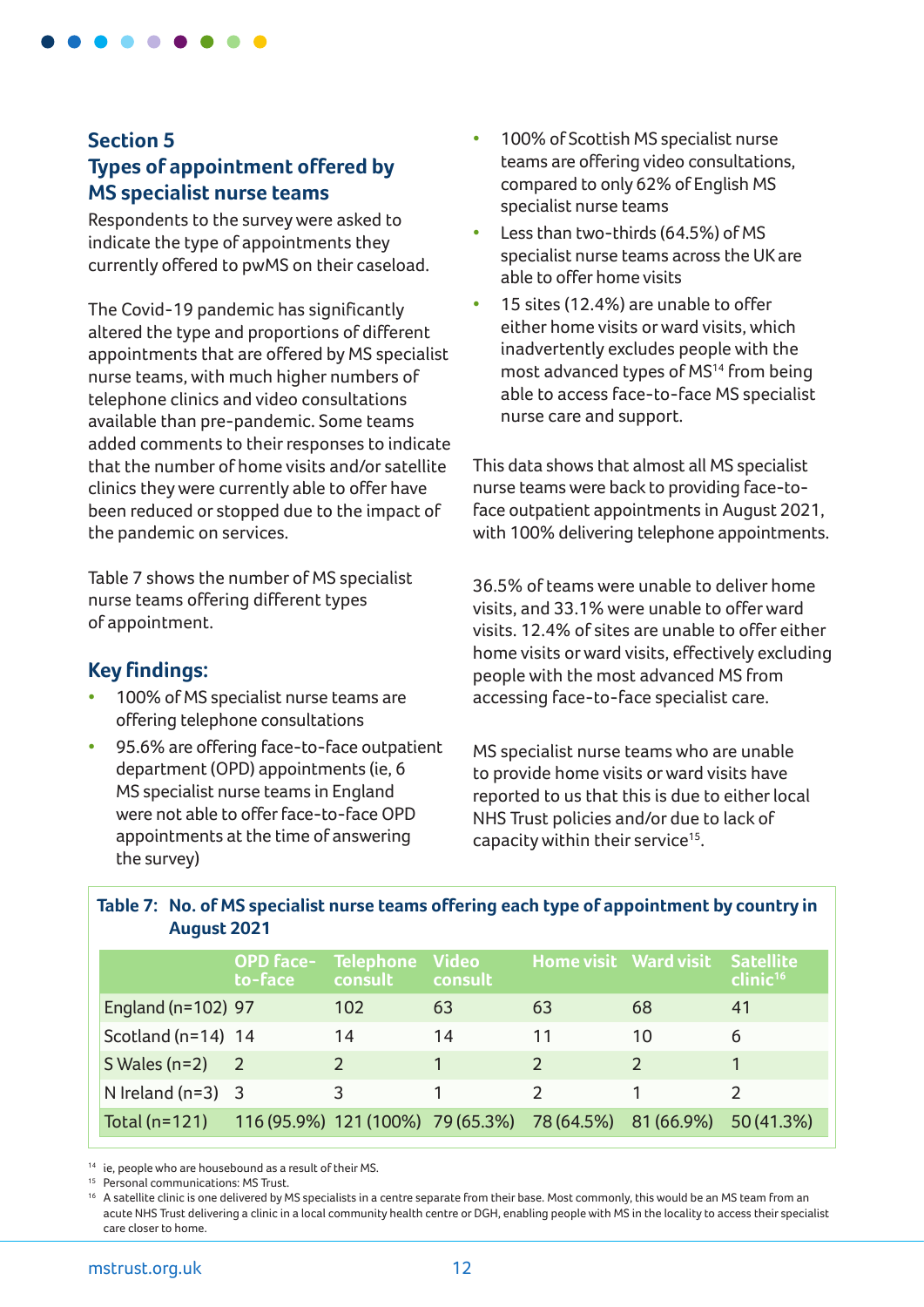## Section 5
## Types of appointment offered by MS specialist nurse teams

Respondents to the survey were asked to indicate the type of appointments they currently offered to pwMS on their caseload.

The Covid-19 pandemic has significantly altered the type and proportions of different appointments that are offered by MS specialist nurse teams, with much higher numbers of telephone clinics and video consultations available than pre-pandemic. Some teams added comments to their responses to indicate that the number of home visits and/or satellite clinics they were currently able to offer have been reduced or stopped due to the impact of the pandemic on services.

Table 7 shows the number of MS specialist nurse teams offering different types of appointment.

### Key findings:

- 100% of MS specialist nurse teams are offering telephone consultations
- 95.6% are offering face-to-face outpatient department (OPD) appointments (ie, 6 MS specialist nurse teams in England were not able to offer face-to-face OPD appointments at the time of answering the survey)
- 100% of Scottish MS specialist nurse teams are offering video consultations, compared to only 62% of English MS specialist nurse teams
- Less than two-thirds (64.5%) of MS specialist nurse teams across the UK are able to offer home visits
- 15 sites (12.4%) are unable to offer either home visits or ward visits, which inadvertently excludes people with the most advanced types of MS[14] from being able to access face-to-face MS specialist nurse care and support.

This data shows that almost all MS specialist nurse teams were back to providing face-to-face outpatient appointments in August 2021, with 100% delivering telephone appointments.

36.5% of teams were unable to deliver home visits, and 33.1% were unable to offer ward visits. 12.4% of sites are unable to offer either home visits or ward visits, effectively excluding people with the most advanced MS from accessing face-to-face specialist care.

MS specialist nurse teams who are unable to provide home visits or ward visits have reported to us that this is due to either local NHS Trust policies and/or due to lack of capacity within their service[15].

**Table 7: No. of MS specialist nurse teams offering each type of appointment by country in August 2021**

| | OPD face-to-face | Telephone consult | Video consult | Home visit | Ward visit | Satellite clinic[16] |
|---|---|---|---|---|---|---|
| England (n=102) | 97 | 102 | 63 | 63 | 68 | 41 |
| Scotland (n=14) | 14 | 14 | 14 | 11 | 10 | 6 |
| S Wales (n=2) | 2 | 2 | 1 | 2 | 2 | 1 |
| N Ireland (n=3) | 3 | 3 | 1 | 2 | 1 | 2 |
| Total (n=121) | 116 (95.9%) | 121 (100%) | 79 (65.3%) | 78 (64.5%) | 81 (66.9%) | 50 (41.3%) |

[14] ie, people who are housebound as a result of their MS.

[15] Personal communications: MS Trust.

[16] A satellite clinic is one delivered by MS specialists in a centre separate from their base. Most commonly, this would be an MS team from an acute NHS Trust delivering a clinic in a local community health centre or DGH, enabling people with MS in the locality to access their specialist care closer to home.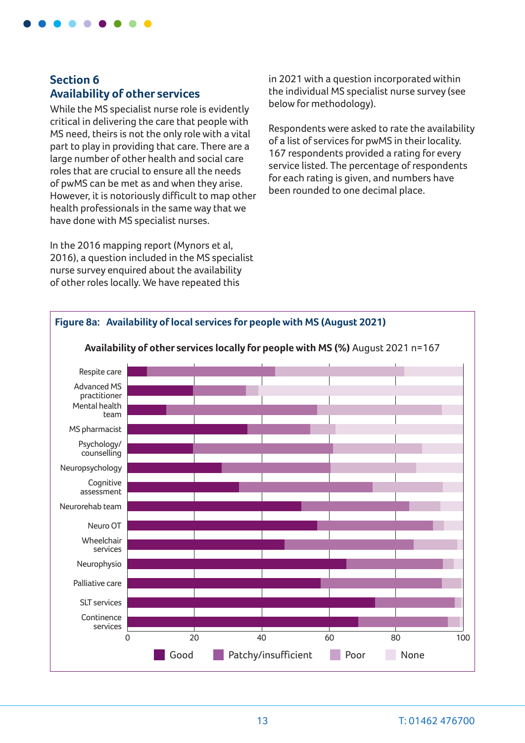## Section 6
## Availability of other services

While the MS specialist nurse role is evidently critical in delivering the care that people with MS need, theirs is not the only role with a vital part to play in providing that care. There are a large number of other health and social care roles that are crucial to ensure all the needs of pwMS can be met as and when they arise. However, it is notoriously difficult to map other health professionals in the same way that we have done with MS specialist nurses.

In the 2016 mapping report (Mynors et al, 2016), a question included in the MS specialist nurse survey enquired about the availability of other roles locally. We have repeated this in 2021 with a question incorporated within the individual MS specialist nurse survey (see below for methodology).

Respondents were asked to rate the availability of a list of services for pwMS in their locality. 167 respondents provided a rating for every service listed. The percentage of respondents for each rating is given, and numbers have been rounded to one decimal place.

**Figure 8a: Availability of local services for people with MS (August 2021)**

**Availability of other services locally for people with MS (%)** August 2021 n=167

Services shown: Respite care; Advanced MS practitioner; Mental health team; MS pharmacist; Psychology/counselling; Neuropsychology; Cognitive assessment; Neurorehab team; Neuro OT; Wheelchair services; Neurophysio; Palliative care; SLT services; Continence services

Legend: Good; Patchy/insufficient; Poor; None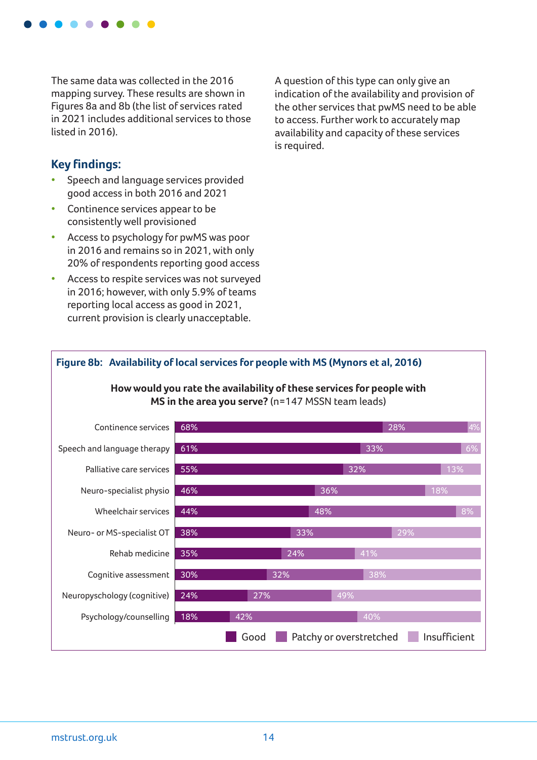The same data was collected in the 2016 mapping survey. These results are shown in Figures 8a and 8b (the list of services rated in 2021 includes additional services to those listed in 2016).

## Key findings:

- Speech and language services provided good access in both 2016 and 2021
- Continence services appear to be consistently well provisioned
- Access to psychology for pwMS was poor in 2016 and remains so in 2021, with only 20% of respondents reporting good access
- Access to respite services was not surveyed in 2016; however, with only 5.9% of teams reporting local access as good in 2021, current provision is clearly unacceptable.

A question of this type can only give an indication of the availability and provision of the other services that pwMS need to be able to access. Further work to accurately map availability and capacity of these services is required.

**Figure 8b: Availability of local services for people with MS (Mynors et al, 2016)**

**How would you rate the availability of these services for people with MS in the area you serve?** (n=147 MSSN team leads)

| Service | Good | Patchy or overstretched | Insufficient |
|---|---|---|---|
| Continence services | 68% | 28% | 4% |
| Speech and language therapy | 61% | 33% | 6% |
| Palliative care services | 55% | 32% | 13% |
| Neuro-specialist physio | 46% | 36% | 18% |
| Wheelchair services | 44% | 48% | 8% |
| Neuro- or MS-specialist OT | 38% | 33% | 29% |
| Rehab medicine | 35% | 24% | 41% |
| Cognitive assessment | 30% | 32% | 38% |
| Neuropyschology (cognitive) | 24% | 27% | 49% |
| Psychology/counselling | 18% | 42% | 40% |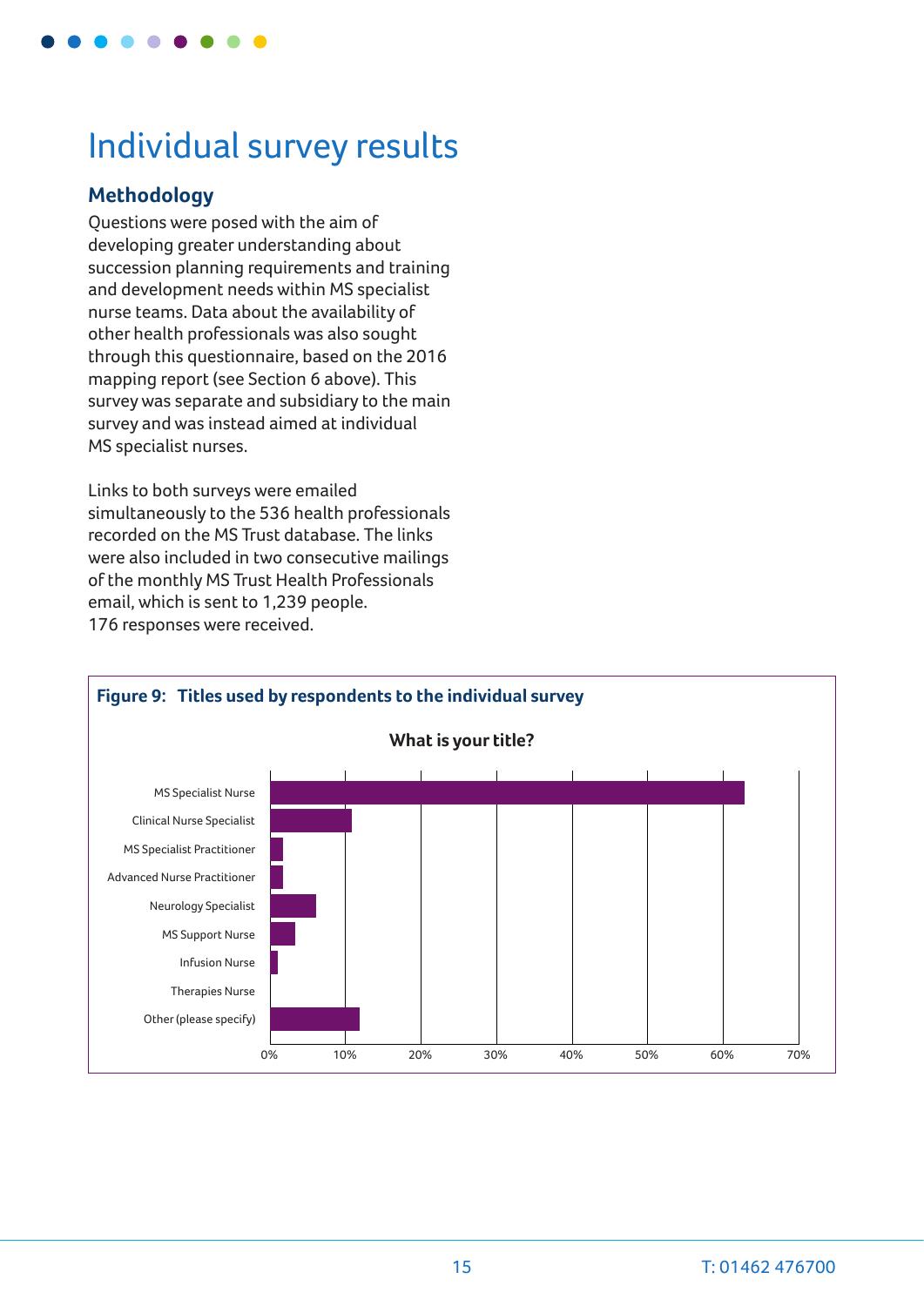# Individual survey results

## Methodology

Questions were posed with the aim of developing greater understanding about succession planning requirements and training and development needs within MS specialist nurse teams. Data about the availability of other health professionals was also sought through this questionnaire, based on the 2016 mapping report (see Section 6 above). This survey was separate and subsidiary to the main survey and was instead aimed at individual MS specialist nurses.

Links to both surveys were emailed simultaneously to the 536 health professionals recorded on the MS Trust database. The links were also included in two consecutive mailings of the monthly MS Trust Health Professionals email, which is sent to 1,239 people. 176 responses were received.

**Figure 9: Titles used by respondents to the individual survey**

**What is your title?**

| Title | Approx. % |
|---|---|
| MS Specialist Nurse | ~63% |
| Clinical Nurse Specialist | ~11% |
| MS Specialist Practitioner | ~2% |
| Advanced Nurse Practitioner | ~2% |
| Neurology Specialist | ~6% |
| MS Support Nurse | ~3% |
| Infusion Nurse | ~1% |
| Therapies Nurse | 0% |
| Other (please specify) | ~12% |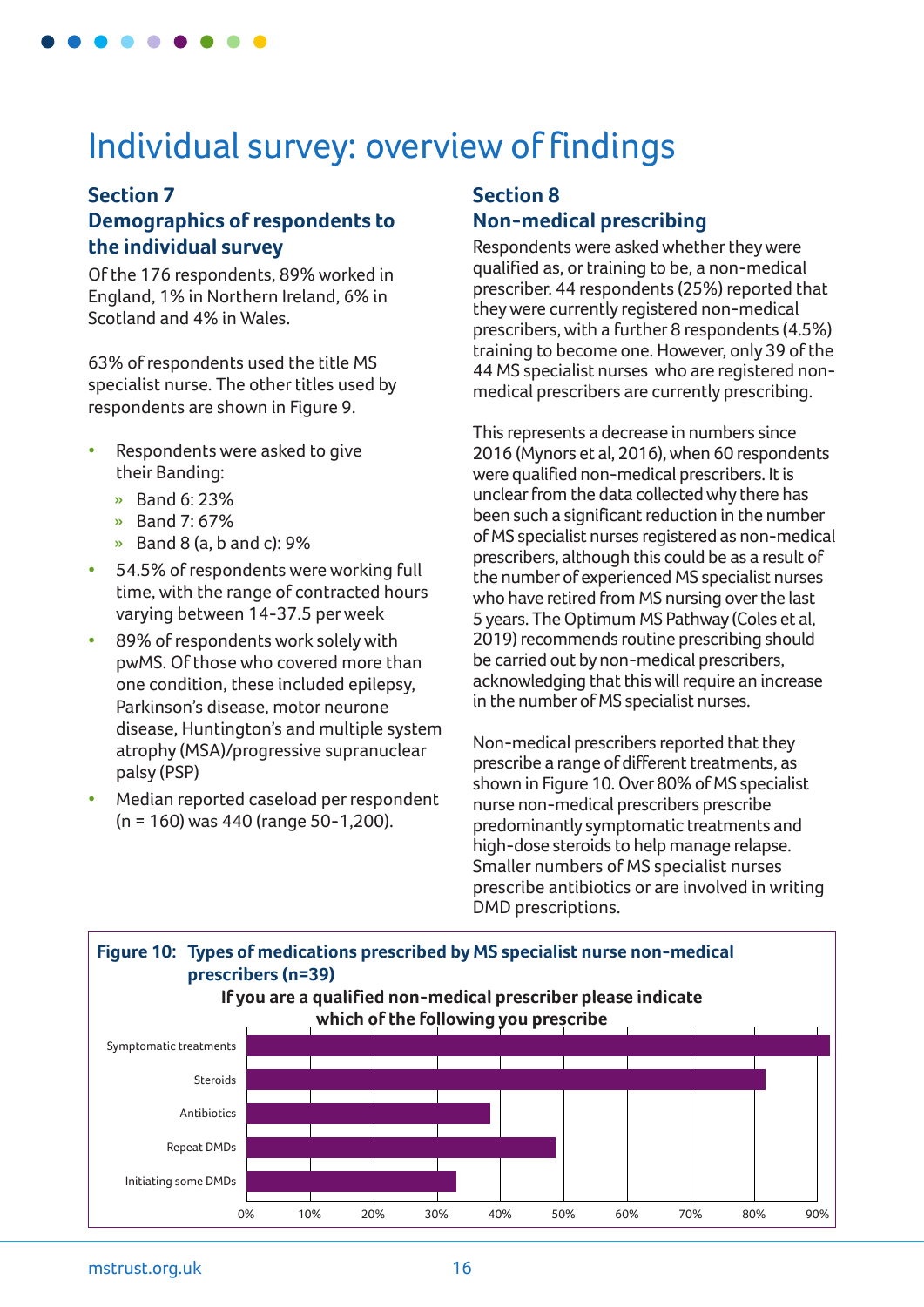# Individual survey: overview of findings

## Section 7
## Demographics of respondents to the individual survey

Of the 176 respondents, 89% worked in England, 1% in Northern Ireland, 6% in Scotland and 4% in Wales.

63% of respondents used the title MS specialist nurse. The other titles used by respondents are shown in Figure 9.

- Respondents were asked to give their Banding:
  - Band 6: 23%
  - Band 7: 67%
  - Band 8 (a, b and c): 9%
- 54.5% of respondents were working full time, with the range of contracted hours varying between 14-37.5 per week
- 89% of respondents work solely with pwMS. Of those who covered more than one condition, these included epilepsy, Parkinson's disease, motor neurone disease, Huntington's and multiple system atrophy (MSA)/progressive supranuclear palsy (PSP)
- Median reported caseload per respondent (n = 160) was 440 (range 50-1,200).

## Section 8
## Non-medical prescribing

Respondents were asked whether they were qualified as, or training to be, a non-medical prescriber. 44 respondents (25%) reported that they were currently registered non-medical prescribers, with a further 8 respondents (4.5%) training to become one. However, only 39 of the 44 MS specialist nurses who are registered non-medical prescribers are currently prescribing.

This represents a decrease in numbers since 2016 (Mynors et al, 2016), when 60 respondents were qualified non-medical prescribers. It is unclear from the data collected why there has been such a significant reduction in the number of MS specialist nurses registered as non-medical prescribers, although this could be as a result of the number of experienced MS specialist nurses who have retired from MS nursing over the last 5 years. The Optimum MS Pathway (Coles et al, 2019) recommends routine prescribing should be carried out by non-medical prescribers, acknowledging that this will require an increase in the number of MS specialist nurses.

Non-medical prescribers reported that they prescribe a range of different treatments, as shown in Figure 10. Over 80% of MS specialist nurse non-medical prescribers prescribe predominantly symptomatic treatments and high-dose steroids to help manage relapse. Smaller numbers of MS specialist nurses prescribe antibiotics or are involved in writing DMD prescriptions.

**Figure 10: Types of medications prescribed by MS specialist nurse non-medical prescribers (n=39)**

**If you are a qualified non-medical prescriber please indicate which of the following you prescribe**

| Medication | Approx. % |
|---|---|
| Symptomatic treatments | ~92% |
| Steroids | ~82% |
| Antibiotics | ~38% |
| Repeat DMDs | ~49% |
| Initiating some DMDs | ~33% |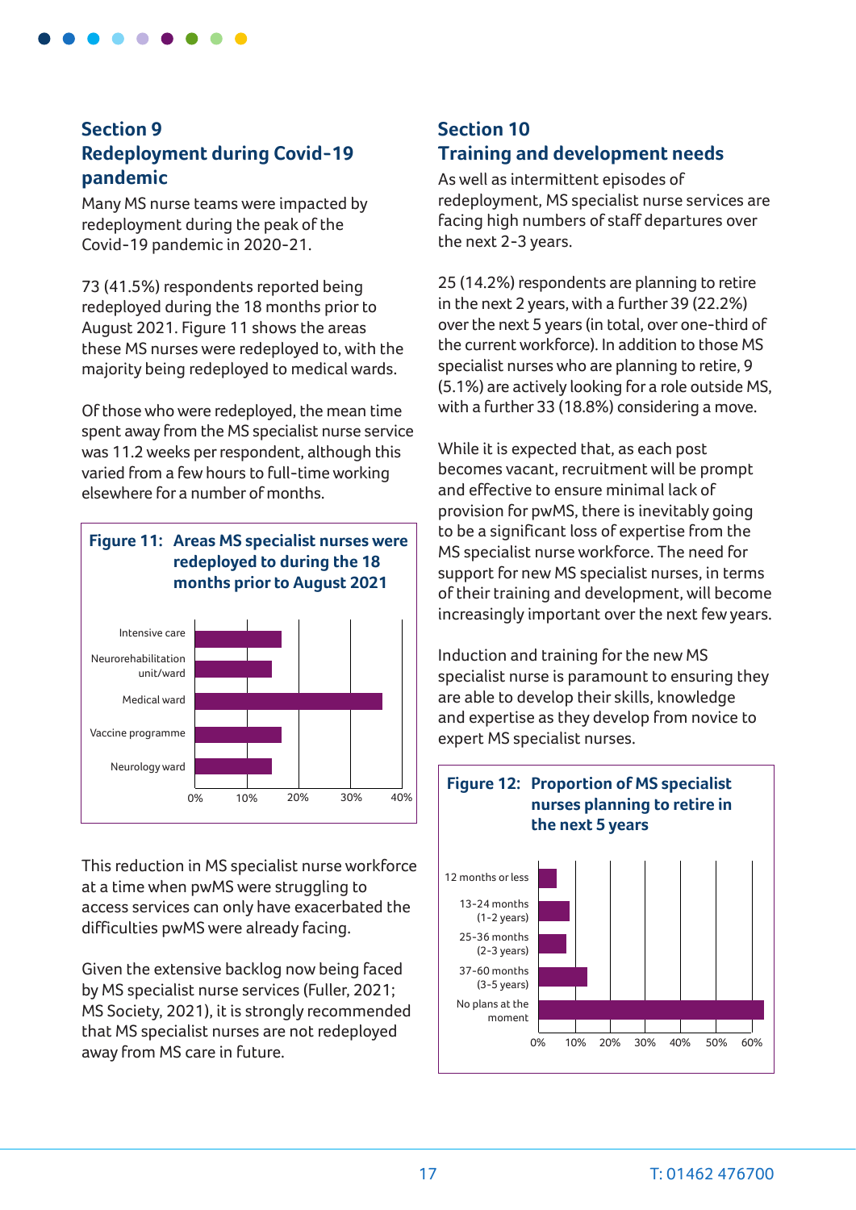## Section 9
## Redeployment during Covid-19 pandemic

Many MS nurse teams were impacted by redeployment during the peak of the Covid-19 pandemic in 2020-21.

73 (41.5%) respondents reported being redeployed during the 18 months prior to August 2021. Figure 11 shows the areas these MS nurses were redeployed to, with the majority being redeployed to medical wards.

Of those who were redeployed, the mean time spent away from the MS specialist nurse service was 11.2 weeks per respondent, although this varied from a few hours to full-time working elsewhere for a number of months.

**Figure 11: Areas MS specialist nurses were redeployed to during the 18 months prior to August 2021**

Intensive care
Neurorehabilitation unit/ward
Medical ward
Vaccine programme
Neurology ward

0% 10% 20% 30% 40%

This reduction in MS specialist nurse workforce at a time when pwMS were struggling to access services can only have exacerbated the difficulties pwMS were already facing.

Given the extensive backlog now being faced by MS specialist nurse services (Fuller, 2021; MS Society, 2021), it is strongly recommended that MS specialist nurses are not redeployed away from MS care in future.

## Section 10
## Training and development needs

As well as intermittent episodes of redeployment, MS specialist nurse services are facing high numbers of staff departures over the next 2-3 years.

25 (14.2%) respondents are planning to retire in the next 2 years, with a further 39 (22.2%) over the next 5 years (in total, over one-third of the current workforce). In addition to those MS specialist nurses who are planning to retire, 9 (5.1%) are actively looking for a role outside MS, with a further 33 (18.8%) considering a move.

While it is expected that, as each post becomes vacant, recruitment will be prompt and effective to ensure minimal lack of provision for pwMS, there is inevitably going to be a significant loss of expertise from the MS specialist nurse workforce. The need for support for new MS specialist nurses, in terms of their training and development, will become increasingly important over the next few years.

Induction and training for the new MS specialist nurse is paramount to ensuring they are able to develop their skills, knowledge and expertise as they develop from novice to expert MS specialist nurses.

**Figure 12: Proportion of MS specialist nurses planning to retire in the next 5 years**

12 months or less
13-24 months (1-2 years)
25-36 months (2-3 years)
37-60 months (3-5 years)
No plans at the moment

0% 10% 20% 30% 40% 50% 60%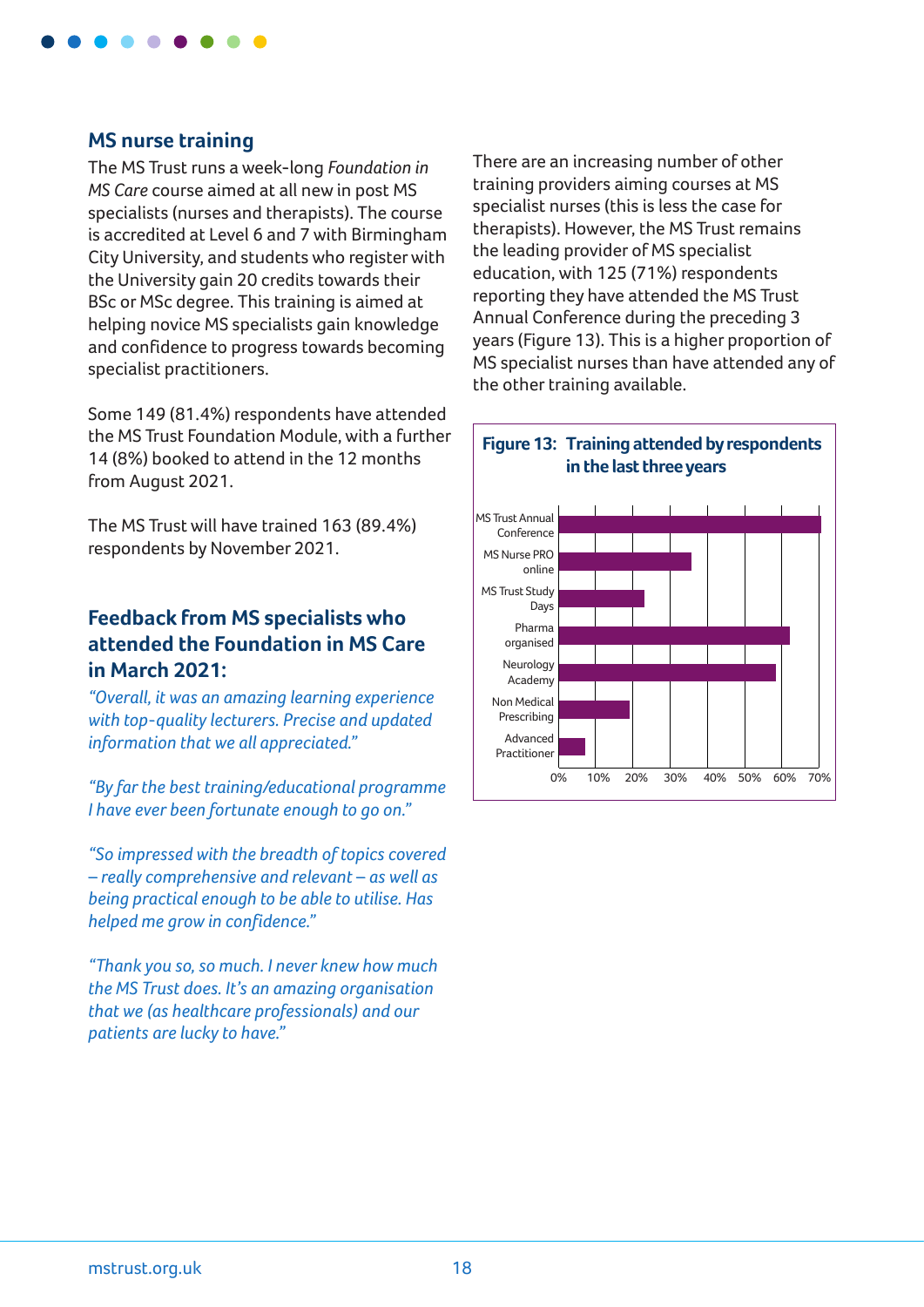## MS nurse training

The MS Trust runs a week-long *Foundation in MS Care* course aimed at all new in post MS specialists (nurses and therapists). The course is accredited at Level 6 and 7 with Birmingham City University, and students who register with the University gain 20 credits towards their BSc or MSc degree. This training is aimed at helping novice MS specialists gain knowledge and confidence to progress towards becoming specialist practitioners.

Some 149 (81.4%) respondents have attended the MS Trust Foundation Module, with a further 14 (8%) booked to attend in the 12 months from August 2021.

The MS Trust will have trained 163 (89.4%) respondents by November 2021.

## Feedback from MS specialists who attended the Foundation in MS Care in March 2021:

*"Overall, it was an amazing learning experience with top-quality lecturers. Precise and updated information that we all appreciated."*

*"By far the best training/educational programme I have ever been fortunate enough to go on."*

*"So impressed with the breadth of topics covered – really comprehensive and relevant – as well as being practical enough to be able to utilise. Has helped me grow in confidence."*

*"Thank you so, so much. I never knew how much the MS Trust does. It's an amazing organisation that we (as healthcare professionals) and our patients are lucky to have."*

There are an increasing number of other training providers aiming courses at MS specialist nurses (this is less the case for therapists). However, the MS Trust remains the leading provider of MS specialist education, with 125 (71%) respondents reporting they have attended the MS Trust Annual Conference during the preceding 3 years (Figure 13). This is a higher proportion of MS specialist nurses than have attended any of the other training available.

**Figure 13: Training attended by respondents in the last three years**

| Training | Approx. % |
|---|---|
| MS Trust Annual Conference | 71% |
| MS Nurse PRO online | 36% |
| MS Trust Study Days | 23% |
| Pharma organised | 62% |
| Neurology Academy | 59% |
| Non Medical Prescribing | 19% |
| Advanced Practitioner | 7% |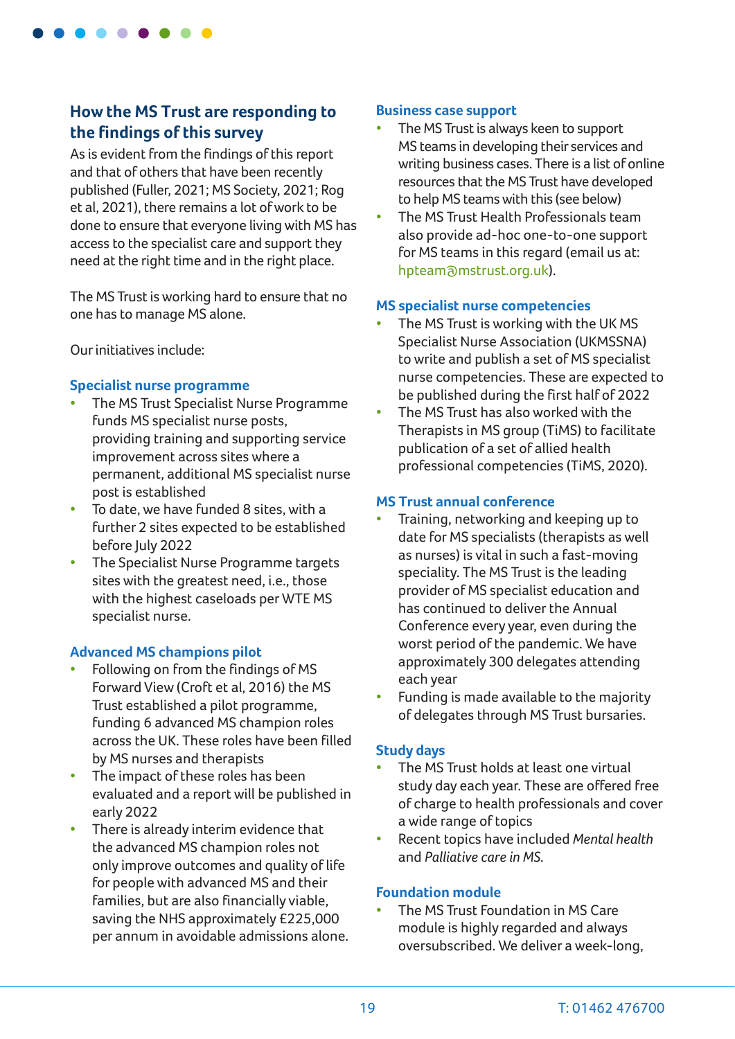## How the MS Trust are responding to the findings of this survey

As is evident from the findings of this report and that of others that have been recently published (Fuller, 2021; MS Society, 2021; Rog et al, 2021), there remains a lot of work to be done to ensure that everyone living with MS has access to the specialist care and support they need at the right time and in the right place.

The MS Trust is working hard to ensure that no one has to manage MS alone.

Our initiatives include:

### Specialist nurse programme

- The MS Trust Specialist Nurse Programme funds MS specialist nurse posts, providing training and supporting service improvement across sites where a permanent, additional MS specialist nurse post is established
- To date, we have funded 8 sites, with a further 2 sites expected to be established before July 2022
- The Specialist Nurse Programme targets sites with the greatest need, i.e., those with the highest caseloads per WTE MS specialist nurse.

### Advanced MS champions pilot

- Following on from the findings of MS Forward View (Croft et al, 2016) the MS Trust established a pilot programme, funding 6 advanced MS champion roles across the UK. These roles have been filled by MS nurses and therapists
- The impact of these roles has been evaluated and a report will be published in early 2022
- There is already interim evidence that the advanced MS champion roles not only improve outcomes and quality of life for people with advanced MS and their families, but are also financially viable, saving the NHS approximately £225,000 per annum in avoidable admissions alone.

### Business case support

- The MS Trust is always keen to support MS teams in developing their services and writing business cases. There is a list of online resources that the MS Trust have developed to help MS teams with this (see below)
- The MS Trust Health Professionals team also provide ad-hoc one-to-one support for MS teams in this regard (email us at: hpteam@mstrust.org.uk).

### MS specialist nurse competencies

- The MS Trust is working with the UK MS Specialist Nurse Association (UKMSSNA) to write and publish a set of MS specialist nurse competencies. These are expected to be published during the first half of 2022
- The MS Trust has also worked with the Therapists in MS group (TiMS) to facilitate publication of a set of allied health professional competencies (TiMS, 2020).

### MS Trust annual conference

- Training, networking and keeping up to date for MS specialists (therapists as well as nurses) is vital in such a fast-moving speciality. The MS Trust is the leading provider of MS specialist education and has continued to deliver the Annual Conference every year, even during the worst period of the pandemic. We have approximately 300 delegates attending each year
- Funding is made available to the majority of delegates through MS Trust bursaries.

### Study days

- The MS Trust holds at least one virtual study day each year. These are offered free of charge to health professionals and cover a wide range of topics
- Recent topics have included *Mental health* and *Palliative care in MS.*

### Foundation module

- The MS Trust Foundation in MS Care module is highly regarded and always oversubscribed. We deliver a week-long,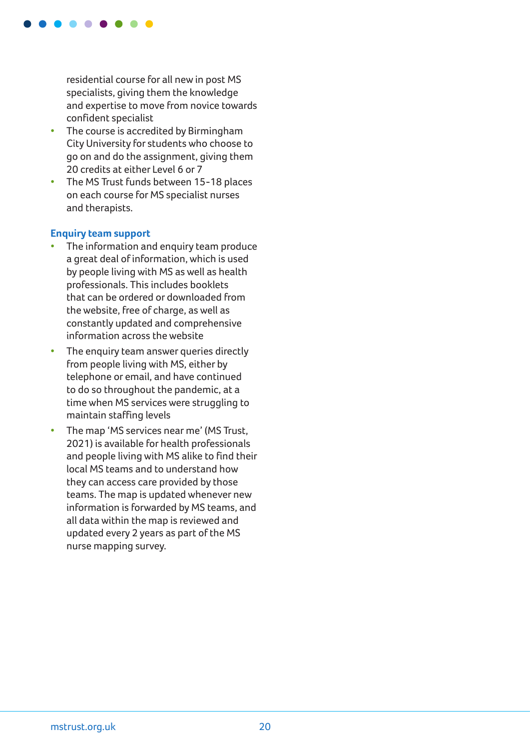residential course for all new in post MS specialists, giving them the knowledge and expertise to move from novice towards confident specialist

- The course is accredited by Birmingham City University for students who choose to go on and do the assignment, giving them 20 credits at either Level 6 or 7
- The MS Trust funds between 15-18 places on each course for MS specialist nurses and therapists.

### Enquiry team support

- The information and enquiry team produce a great deal of information, which is used by people living with MS as well as health professionals. This includes booklets that can be ordered or downloaded from the website, free of charge, as well as constantly updated and comprehensive information across the website
- The enquiry team answer queries directly from people living with MS, either by telephone or email, and have continued to do so throughout the pandemic, at a time when MS services were struggling to maintain staffing levels
- The map 'MS services near me' (MS Trust, 2021) is available for health professionals and people living with MS alike to find their local MS teams and to understand how they can access care provided by those teams. The map is updated whenever new information is forwarded by MS teams, and all data within the map is reviewed and updated every 2 years as part of the MS nurse mapping survey.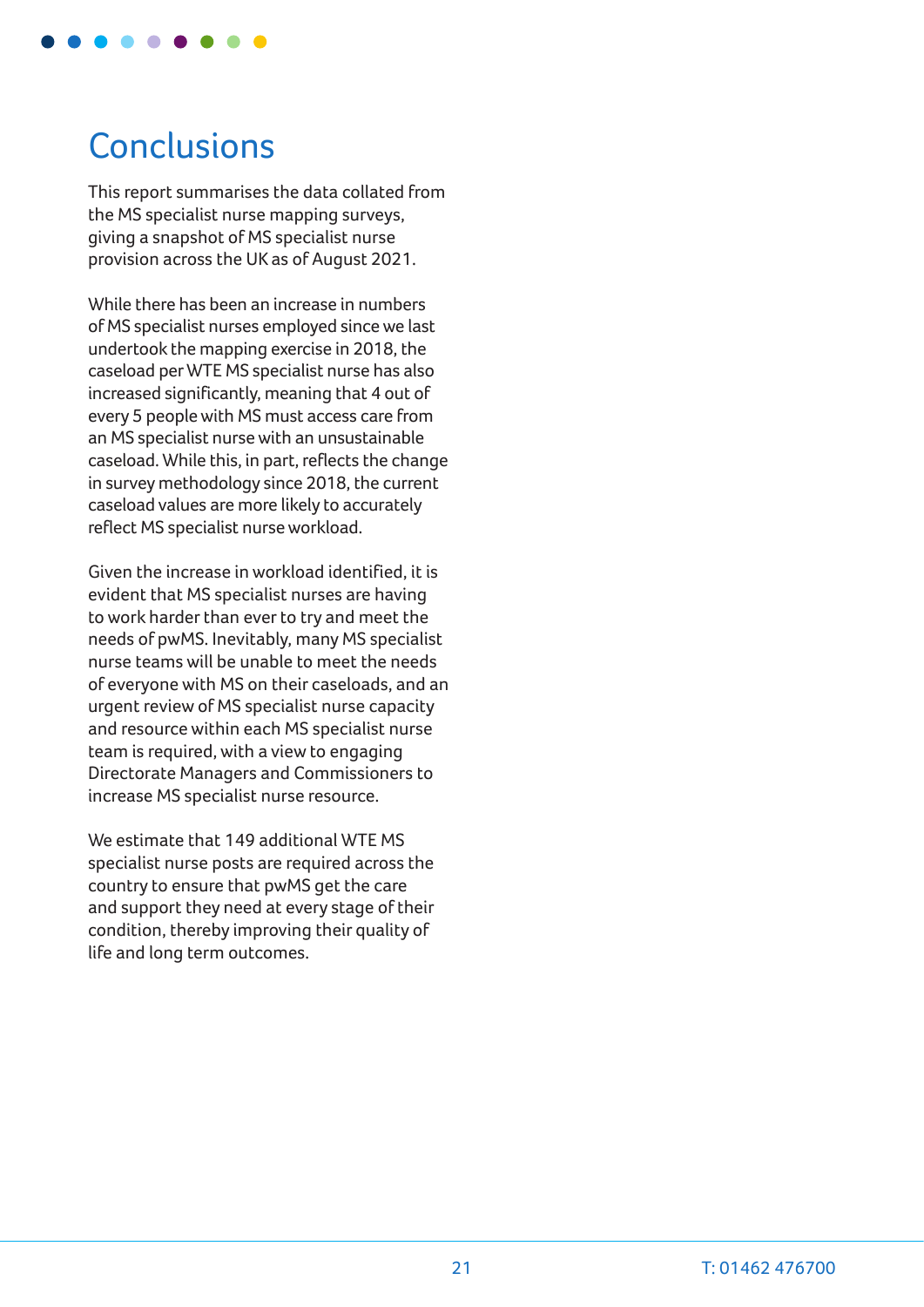# Conclusions

This report summarises the data collated from the MS specialist nurse mapping surveys, giving a snapshot of MS specialist nurse provision across the UK as of August 2021.

While there has been an increase in numbers of MS specialist nurses employed since we last undertook the mapping exercise in 2018, the caseload per WTE MS specialist nurse has also increased significantly, meaning that 4 out of every 5 people with MS must access care from an MS specialist nurse with an unsustainable caseload. While this, in part, reflects the change in survey methodology since 2018, the current caseload values are more likely to accurately reflect MS specialist nurse workload.

Given the increase in workload identified, it is evident that MS specialist nurses are having to work harder than ever to try and meet the needs of pwMS. Inevitably, many MS specialist nurse teams will be unable to meet the needs of everyone with MS on their caseloads, and an urgent review of MS specialist nurse capacity and resource within each MS specialist nurse team is required, with a view to engaging Directorate Managers and Commissioners to increase MS specialist nurse resource.

We estimate that 149 additional WTE MS specialist nurse posts are required across the country to ensure that pwMS get the care and support they need at every stage of their condition, thereby improving their quality of life and long term outcomes.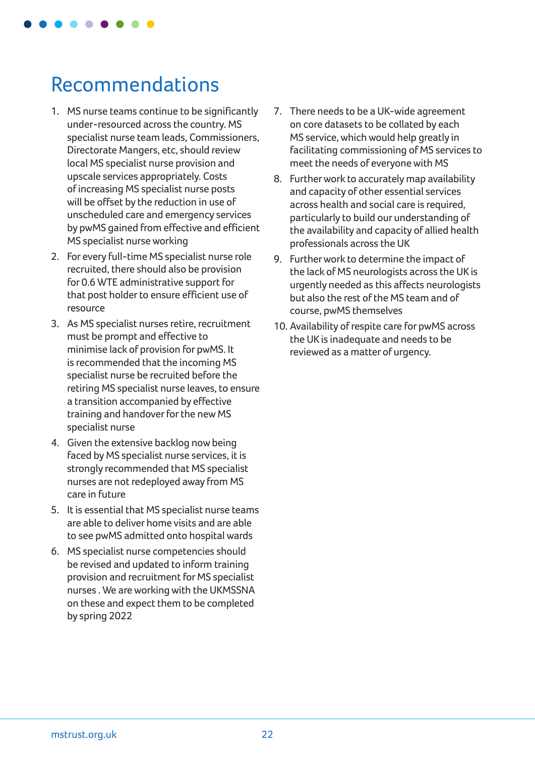# Recommendations

1. MS nurse teams continue to be significantly under-resourced across the country. MS specialist nurse team leads, Commissioners, Directorate Mangers, etc, should review local MS specialist nurse provision and upscale services appropriately. Costs of increasing MS specialist nurse posts will be offset by the reduction in use of unscheduled care and emergency services by pwMS gained from effective and efficient MS specialist nurse working
2. For every full-time MS specialist nurse role recruited, there should also be provision for 0.6 WTE administrative support for that post holder to ensure efficient use of resource
3. As MS specialist nurses retire, recruitment must be prompt and effective to minimise lack of provision for pwMS. It is recommended that the incoming MS specialist nurse be recruited before the retiring MS specialist nurse leaves, to ensure a transition accompanied by effective training and handover for the new MS specialist nurse
4. Given the extensive backlog now being faced by MS specialist nurse services, it is strongly recommended that MS specialist nurses are not redeployed away from MS care in future
5. It is essential that MS specialist nurse teams are able to deliver home visits and are able to see pwMS admitted onto hospital wards
6. MS specialist nurse competencies should be revised and updated to inform training provision and recruitment for MS specialist nurses . We are working with the UKMSSNA on these and expect them to be completed by spring 2022
7. There needs to be a UK-wide agreement on core datasets to be collated by each MS service, which would help greatly in facilitating commissioning of MS services to meet the needs of everyone with MS
8. Further work to accurately map availability and capacity of other essential services across health and social care is required, particularly to build our understanding of the availability and capacity of allied health professionals across the UK
9. Further work to determine the impact of the lack of MS neurologists across the UK is urgently needed as this affects neurologists but also the rest of the MS team and of course, pwMS themselves
10. Availability of respite care for pwMS across the UK is inadequate and needs to be reviewed as a matter of urgency.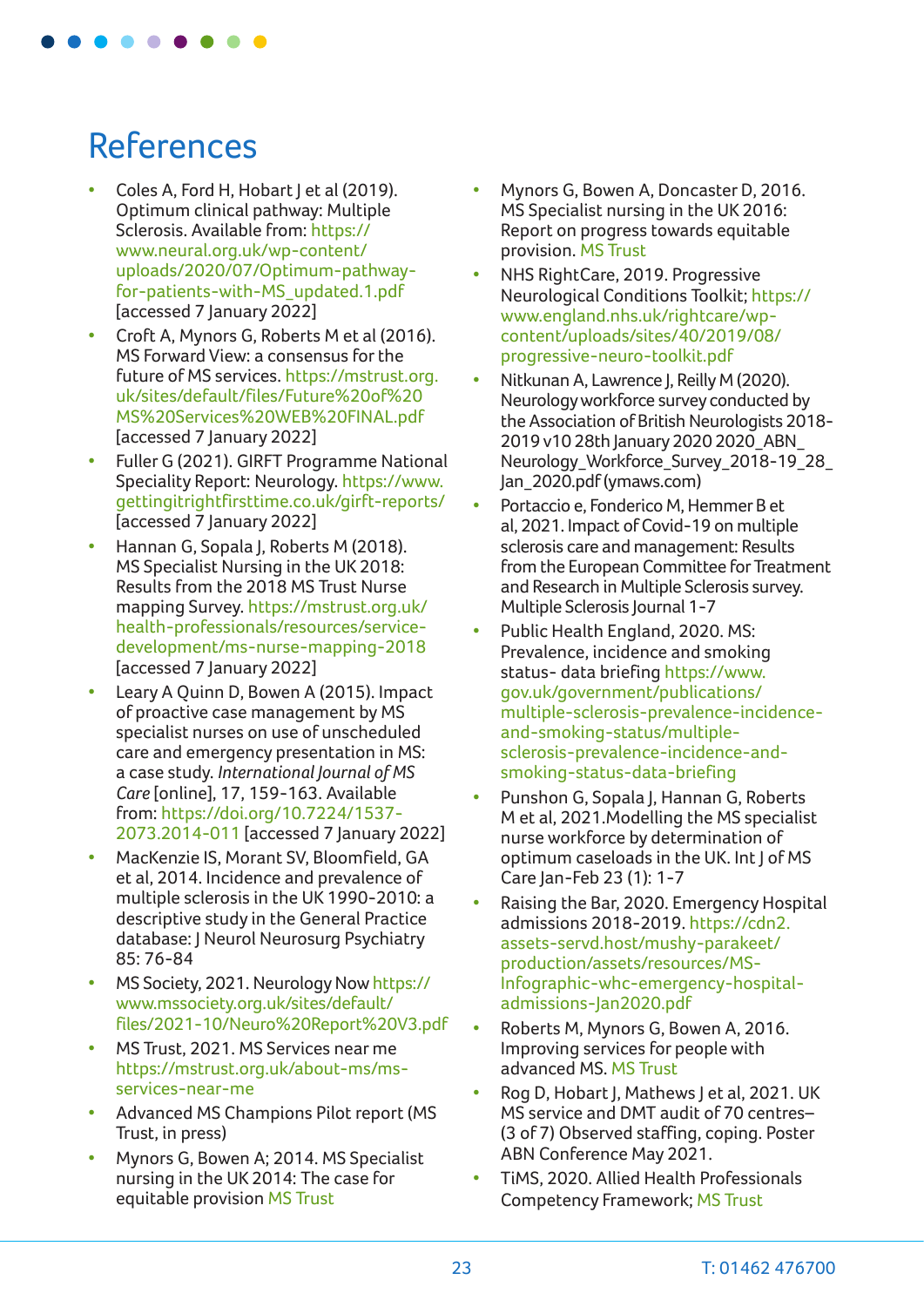# References

- Coles A, Ford H, Hobart J et al (2019). Optimum clinical pathway: Multiple Sclerosis. Available from: https://www.neural.org.uk/wp-content/uploads/2020/07/Optimum-pathway-for-patients-with-MS_updated.1.pdf [accessed 7 January 2022]
- Croft A, Mynors G, Roberts M et al (2016). MS Forward View: a consensus for the future of MS services. https://mstrust.org.uk/sites/default/files/Future%20of%20MS%20Services%20WEB%20FINAL.pdf [accessed 7 January 2022]
- Fuller G (2021). GIRFT Programme National Speciality Report: Neurology. https://www.gettingitrightfirsttime.co.uk/girft-reports/ [accessed 7 January 2022]
- Hannan G, Sopala J, Roberts M (2018). MS Specialist Nursing in the UK 2018: Results from the 2018 MS Trust Nurse mapping Survey. https://mstrust.org.uk/health-professionals/resources/service-development/ms-nurse-mapping-2018 [accessed 7 January 2022]
- Leary A Quinn D, Bowen A (2015). Impact of proactive case management by MS specialist nurses on use of unscheduled care and emergency presentation in MS: a case study. *International Journal of MS Care* [online], 17, 159-163. Available from: https://doi.org/10.7224/1537-2073.2014-011 [accessed 7 January 2022]
- MacKenzie IS, Morant SV, Bloomfield, GA et al, 2014. Incidence and prevalence of multiple sclerosis in the UK 1990-2010: a descriptive study in the General Practice database: J Neurol Neurosurg Psychiatry 85: 76-84
- MS Society, 2021. Neurology Now https://www.mssociety.org.uk/sites/default/files/2021-10/Neuro%20Report%20V3.pdf
- MS Trust, 2021. MS Services near me https://mstrust.org.uk/about-ms/ms-services-near-me
- Advanced MS Champions Pilot report (MS Trust, in press)
- Mynors G, Bowen A; 2014. MS Specialist nursing in the UK 2014: The case for equitable provision MS Trust
- Mynors G, Bowen A, Doncaster D, 2016. MS Specialist nursing in the UK 2016: Report on progress towards equitable provision. MS Trust
- NHS RightCare, 2019. Progressive Neurological Conditions Toolkit; https://www.england.nhs.uk/rightcare/wp-content/uploads/sites/40/2019/08/progressive-neuro-toolkit.pdf
- Nitkunan A, Lawrence J, Reilly M (2020). Neurology workforce survey conducted by the Association of British Neurologists 2018-2019 v10 28th January 2020 2020_ABN_Neurology_Workforce_Survey_2018-19_28_Jan_2020.pdf (ymaws.com)
- Portaccio e, Fonderico M, Hemmer B et al, 2021. Impact of Covid-19 on multiple sclerosis care and management: Results from the European Committee for Treatment and Research in Multiple Sclerosis survey. Multiple Sclerosis Journal 1-7
- Public Health England, 2020. MS: Prevalence, incidence and smoking status- data briefing https://www.gov.uk/government/publications/multiple-sclerosis-prevalence-incidence-and-smoking-status/multiple-sclerosis-prevalence-incidence-and-smoking-status-data-briefing
- Punshon G, Sopala J, Hannan G, Roberts M et al, 2021.Modelling the MS specialist nurse workforce by determination of optimum caseloads in the UK. Int J of MS Care Jan-Feb 23 (1): 1-7
- Raising the Bar, 2020. Emergency Hospital admissions 2018-2019. https://cdn2.assets-servd.host/mushy-parakeet/production/assets/resources/MS-Infographic-whc-emergency-hospital-admissions-Jan2020.pdf
- Roberts M, Mynors G, Bowen A, 2016. Improving services for people with advanced MS. MS Trust
- Rog D, Hobart J, Mathews J et al, 2021. UK MS service and DMT audit of 70 centres– (3 of 7) Observed staffing, coping. Poster ABN Conference May 2021.
- TiMS, 2020. Allied Health Professionals Competency Framework; MS Trust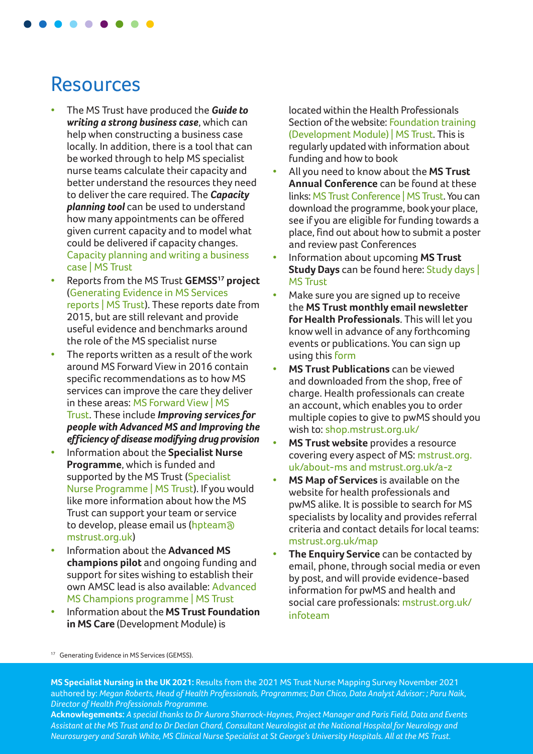# Resources

- The MS Trust have produced the ***Guide to writing a strong business case***, which can help when constructing a business case locally. In addition, there is a tool that can be worked through to help MS specialist nurse teams calculate their capacity and better understand the resources they need to deliver the care required. The ***Capacity planning tool*** can be used to understand how many appointments can be offered given current capacity and to model what could be delivered if capacity changes. Capacity planning and writing a business case | MS Trust
- Reports from the MS Trust **GEMSS[17] project** (Generating Evidence in MS Services reports | MS Trust). These reports date from 2015, but are still relevant and provide useful evidence and benchmarks around the role of the MS specialist nurse
- The reports written as a result of the work around MS Forward View in 2016 contain specific recommendations as to how MS services can improve the care they deliver in these areas: MS Forward View | MS Trust. These include ***Improving services for people with Advanced MS and Improving the efficiency of disease modifying drug provision***
- Information about the **Specialist Nurse Programme**, which is funded and supported by the MS Trust (Specialist Nurse Programme | MS Trust). If you would like more information about how the MS Trust can support your team or service to develop, please email us (hpteam@mstrust.org.uk)
- Information about the **Advanced MS champions pilot** and ongoing funding and support for sites wishing to establish their own AMSC lead is also available: Advanced MS Champions programme | MS Trust
- Information about the **MS Trust Foundation in MS Care** (Development Module) is located within the Health Professionals Section of the website: Foundation training (Development Module) | MS Trust. This is regularly updated with information about funding and how to book
- All you need to know about the **MS Trust Annual Conference** can be found at these links: MS Trust Conference | MS Trust. You can download the programme, book your place, see if you are eligible for funding towards a place, find out about how to submit a poster and review past Conferences
- Information about upcoming **MS Trust Study Days** can be found here: Study days | MS Trust
- Make sure you are signed up to receive the **MS Trust monthly email newsletter for Health Professionals**. This will let you know well in advance of any forthcoming events or publications. You can sign up using this form
- **MS Trust Publications** can be viewed and downloaded from the shop, free of charge. Health professionals can create an account, which enables you to order multiple copies to give to pwMS should you wish to: shop.mstrust.org.uk/
- **MS Trust website** provides a resource covering every aspect of MS: mstrust.org.uk/about-ms and mstrust.org.uk/a-z
- **MS Map of Services** is available on the website for health professionals and pwMS alike. It is possible to search for MS specialists by locality and provides referral criteria and contact details for local teams: mstrust.org.uk/map
- **The Enquiry Service** can be contacted by email, phone, through social media or even by post, and will provide evidence-based information for pwMS and health and social care professionals: mstrust.org.uk/infoteam

[17] Generating Evidence in MS Services (GEMSS).

**MS Specialist Nursing in the UK 2021:** Results from the 2021 MS Trust Nurse Mapping Survey November 2021 authored by: *Megan Roberts, Head of Health Professionals, Programmes; Dan Chico, Data Analyst Advisor: ; Paru Naik, Director of Health Professionals Programme.*

**Acknowlegements:** *A special thanks to Dr Aurora Sharrock-Haynes, Project Manager and Paris Field, Data and Events Assistant at the MS Trust and to Dr Declan Chard, Consultant Neurologist at the National Hospital for Neurology and Neurosurgery and Sarah White, MS Clinical Nurse Specialist at St George's University Hospitals. All at the MS Trust.*